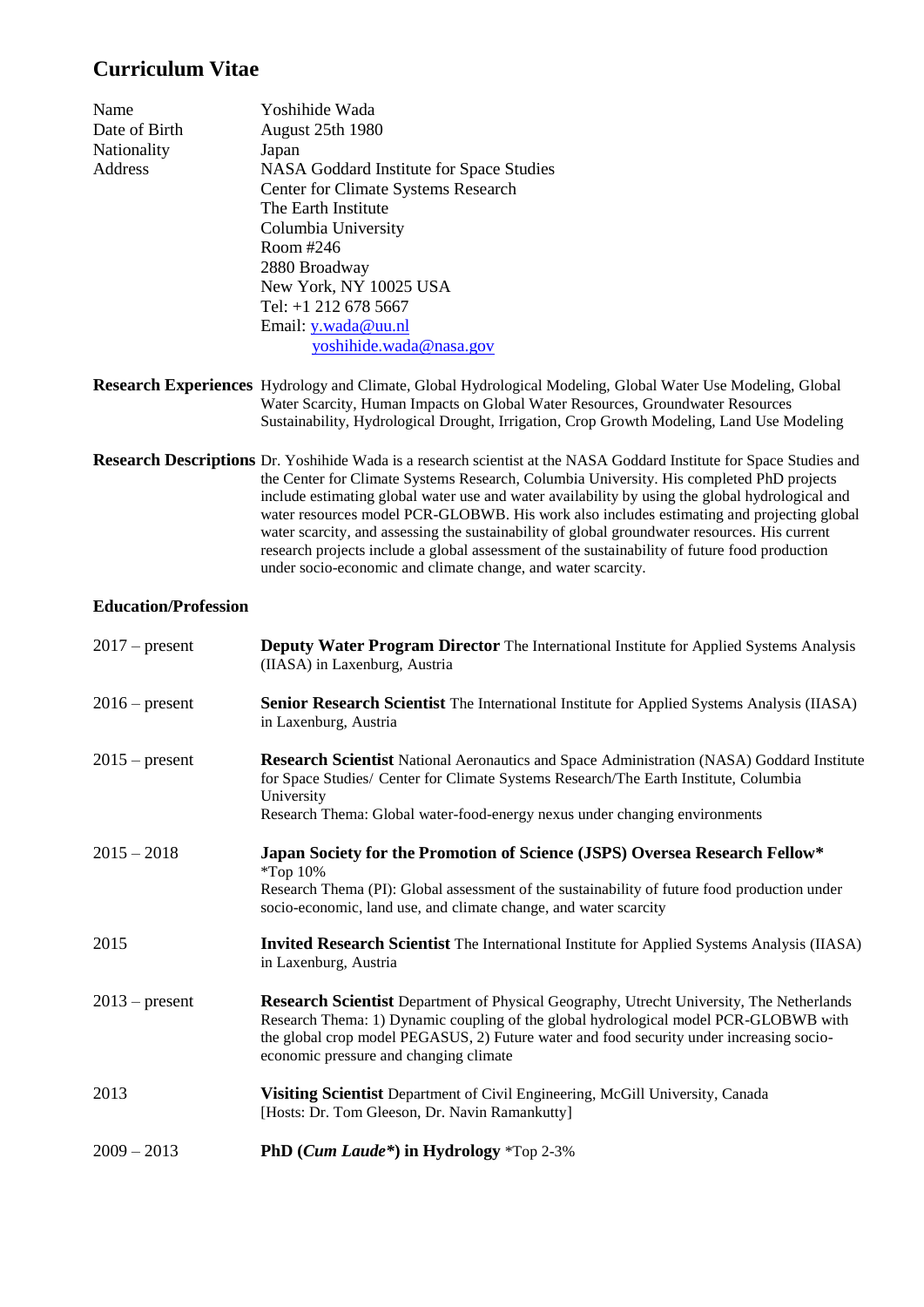# Curriculum Vitae

| | |
|---|---|
| Name | Yoshihide Wada |
| Date of Birth | August 25th 1980 |
| Nationality | Japan |
| Address | NASA Goddard Institute for Space Studies<br>Center for Climate Systems Research<br>The Earth Institute<br>Columbia University<br>Room #246<br>2880 Broadway<br>New York, NY 10025 USA<br>Tel: +1 212 678 5667<br>Email: y.wada@uu.nl<br>yoshihide.wada@nasa.gov |

**Research Experiences** Hydrology and Climate, Global Hydrological Modeling, Global Water Use Modeling, Global Water Scarcity, Human Impacts on Global Water Resources, Groundwater Resources Sustainability, Hydrological Drought, Irrigation, Crop Growth Modeling, Land Use Modeling

**Research Descriptions** Dr. Yoshihide Wada is a research scientist at the NASA Goddard Institute for Space Studies and the Center for Climate Systems Research, Columbia University. His completed PhD projects include estimating global water use and water availability by using the global hydrological and water resources model PCR-GLOBWB. His work also includes estimating and projecting global water scarcity, and assessing the sustainability of global groundwater resources. His current research projects include a global assessment of the sustainability of future food production under socio-economic and climate change, and water scarcity.

## Education/Profession

2017 – present **Deputy Water Program Director** The International Institute for Applied Systems Analysis (IIASA) in Laxenburg, Austria

2016 – present **Senior Research Scientist** The International Institute for Applied Systems Analysis (IIASA) in Laxenburg, Austria

2015 – present **Research Scientist** National Aeronautics and Space Administration (NASA) Goddard Institute for Space Studies/ Center for Climate Systems Research/The Earth Institute, Columbia University
Research Thema: Global water-food-energy nexus under changing environments

2015 – 2018 **Japan Society for the Promotion of Science (JSPS) Oversea Research Fellow*** *Top 10%
Research Thema (PI): Global assessment of the sustainability of future food production under socio-economic, land use, and climate change, and water scarcity

2015 **Invited Research Scientist** The International Institute for Applied Systems Analysis (IIASA) in Laxenburg, Austria

2013 – present **Research Scientist** Department of Physical Geography, Utrecht University, The Netherlands
Research Thema: 1) Dynamic coupling of the global hydrological model PCR-GLOBWB with the global crop model PEGASUS, 2) Future water and food security under increasing socio-economic pressure and changing climate

2013 **Visiting Scientist** Department of Civil Engineering, McGill University, Canada
[Hosts: Dr. Tom Gleeson, Dr. Navin Ramankutty]

2009 – 2013 **PhD (*Cum Laude**) in Hydrology** *Top 2-3%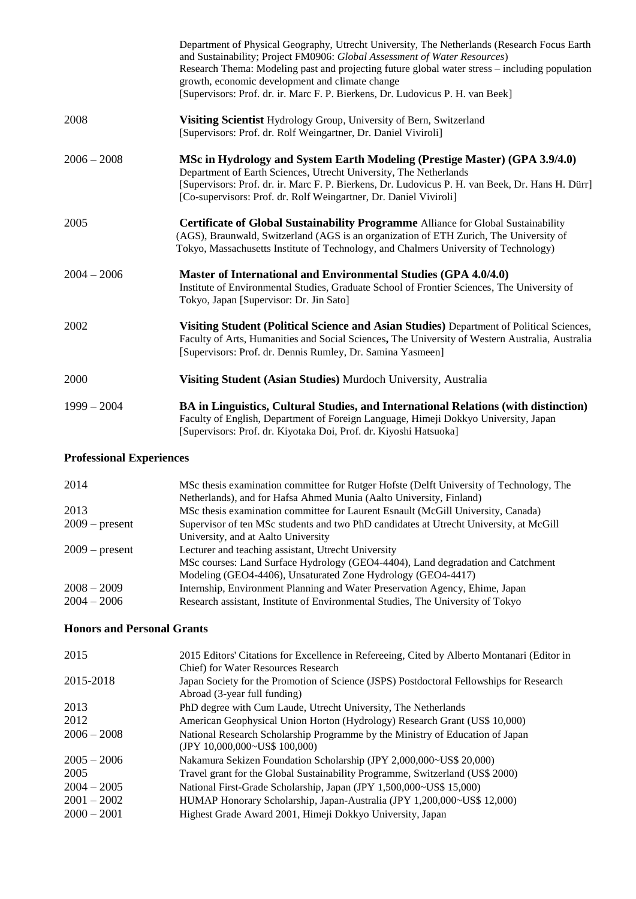| | |
|---|---|
| | Department of Physical Geography, Utrecht University, The Netherlands (Research Focus Earth and Sustainability; Project FM0906: *Global Assessment of Water Resources*)<br>Research Thema: Modeling past and projecting future global water stress – including population growth, economic development and climate change<br>[Supervisors: Prof. dr. ir. Marc F. P. Bierkens, Dr. Ludovicus P. H. van Beek] |
| 2008 | **Visiting Scientist** Hydrology Group, University of Bern, Switzerland<br>[Supervisors: Prof. dr. Rolf Weingartner, Dr. Daniel Viviroli] |
| 2006 – 2008 | **MSc in Hydrology and System Earth Modeling (Prestige Master) (GPA 3.9/4.0)**<br>Department of Earth Sciences, Utrecht University, The Netherlands<br>[Supervisors: Prof. dr. ir. Marc F. P. Bierkens, Dr. Ludovicus P. H. van Beek, Dr. Hans H. Dürr]<br>[Co-supervisors: Prof. dr. Rolf Weingartner, Dr. Daniel Viviroli] |
| 2005 | **Certificate of Global Sustainability Programme** Alliance for Global Sustainability (AGS), Braunwald, Switzerland (AGS is an organization of ETH Zurich, The University of Tokyo, Massachusetts Institute of Technology, and Chalmers University of Technology) |
| 2004 – 2006 | **Master of International and Environmental Studies (GPA 4.0/4.0)**<br>Institute of Environmental Studies, Graduate School of Frontier Sciences, The University of Tokyo, Japan [Supervisor: Dr. Jin Sato] |
| 2002 | **Visiting Student (Political Science and Asian Studies)** Department of Political Sciences, Faculty of Arts, Humanities and Social Sciences**,** The University of Western Australia, Australia [Supervisors: Prof. dr. Dennis Rumley, Dr. Samina Yasmeen] |
| 2000 | **Visiting Student (Asian Studies)** Murdoch University, Australia |
| 1999 – 2004 | **BA in Linguistics, Cultural Studies, and International Relations (with distinction)**<br>Faculty of English, Department of Foreign Language, Himeji Dokkyo University, Japan<br>[Supervisors: Prof. dr. Kiyotaka Doi, Prof. dr. Kiyoshi Hatsuoka] |

## Professional Experiences

| | |
|---|---|
| 2014 | MSc thesis examination committee for Rutger Hofste (Delft University of Technology, The Netherlands), and for Hafsa Ahmed Munia (Aalto University, Finland) |
| 2013 | MSc thesis examination committee for Laurent Esnault (McGill University, Canada) |
| 2009 – present | Supervisor of ten MSc students and two PhD candidates at Utrecht University, at McGill University, and at Aalto University |
| 2009 – present | Lecturer and teaching assistant, Utrecht University<br>MSc courses: Land Surface Hydrology (GEO4-4404), Land degradation and Catchment Modeling (GEO4-4406), Unsaturated Zone Hydrology (GEO4-4417) |
| 2008 – 2009 | Internship, Environment Planning and Water Preservation Agency, Ehime, Japan |
| 2004 – 2006 | Research assistant, Institute of Environmental Studies, The University of Tokyo |

## Honors and Personal Grants

| | |
|---|---|
| 2015 | 2015 Editors' Citations for Excellence in Refereeing, Cited by Alberto Montanari (Editor in Chief) for Water Resources Research |
| 2015-2018 | Japan Society for the Promotion of Science (JSPS) Postdoctoral Fellowships for Research Abroad (3-year full funding) |
| 2013 | PhD degree with Cum Laude, Utrecht University, The Netherlands |
| 2012 | American Geophysical Union Horton (Hydrology) Research Grant (US$ 10,000) |
| 2006 – 2008 | National Research Scholarship Programme by the Ministry of Education of Japan (JPY 10,000,000~US$ 100,000) |
| 2005 – 2006 | Nakamura Sekizen Foundation Scholarship (JPY 2,000,000~US$ 20,000) |
| 2005 | Travel grant for the Global Sustainability Programme, Switzerland (US$ 2000) |
| 2004 – 2005 | National First-Grade Scholarship, Japan (JPY 1,500,000~US$ 15,000) |
| 2001 – 2002 | HUMAP Honorary Scholarship, Japan-Australia (JPY 1,200,000~US$ 12,000) |
| 2000 – 2001 | Highest Grade Award 2001, Himeji Dokkyo University, Japan |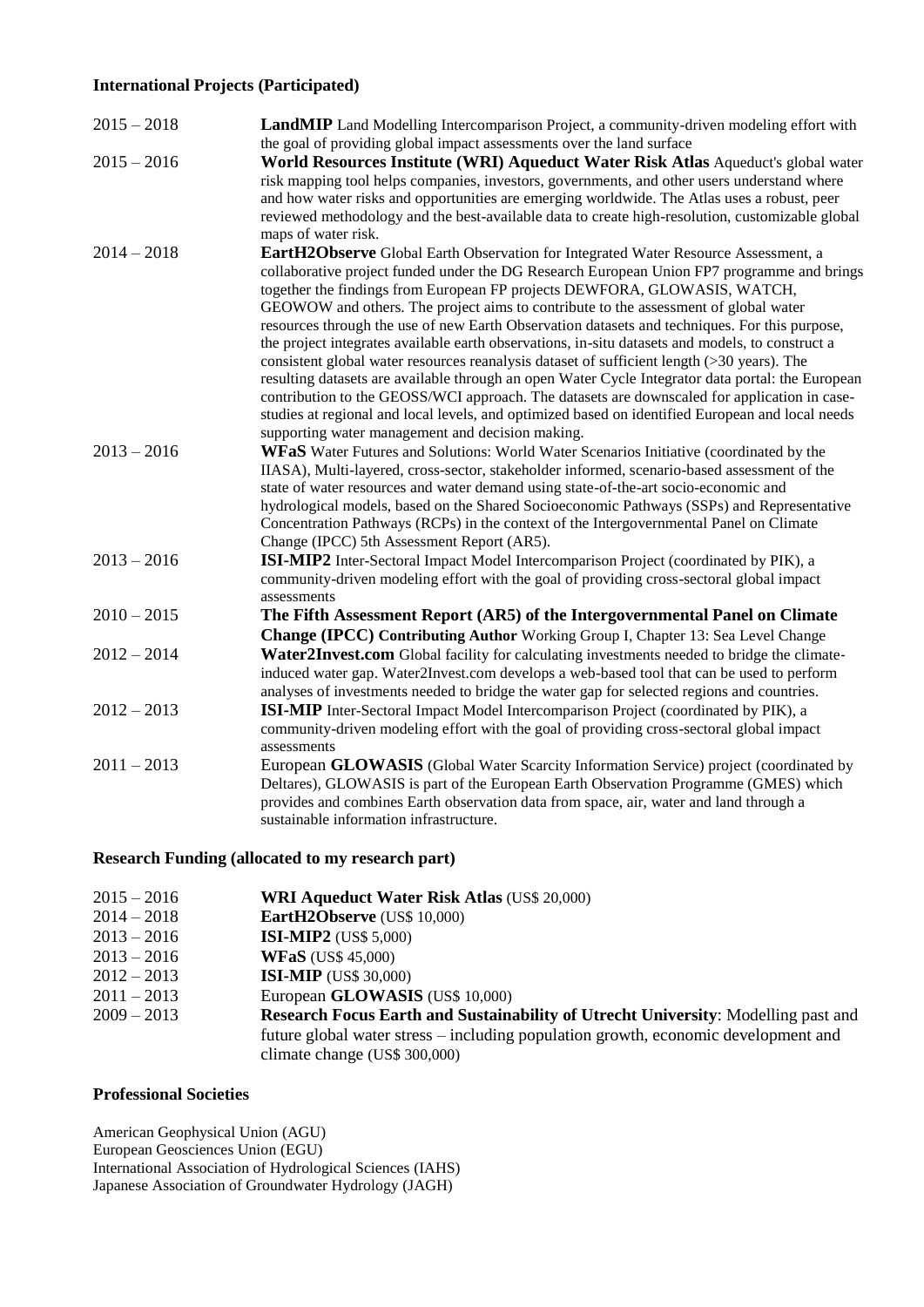## International Projects (Participated)

2015 – 2018 **LandMIP** Land Modelling Intercomparison Project, a community-driven modeling effort with the goal of providing global impact assessments over the land surface

2015 – 2016 **World Resources Institute (WRI) Aqueduct Water Risk Atlas** Aqueduct's global water risk mapping tool helps companies, investors, governments, and other users understand where and how water risks and opportunities are emerging worldwide. The Atlas uses a robust, peer reviewed methodology and the best-available data to create high-resolution, customizable global maps of water risk.

2014 – 2018 **EartH2Observe** Global Earth Observation for Integrated Water Resource Assessment, a collaborative project funded under the DG Research European Union FP7 programme and brings together the findings from European FP projects DEWFORA, GLOWASIS, WATCH, GEOWOW and others. The project aims to contribute to the assessment of global water resources through the use of new Earth Observation datasets and techniques. For this purpose, the project integrates available earth observations, in-situ datasets and models, to construct a consistent global water resources reanalysis dataset of sufficient length (>30 years). The resulting datasets are available through an open Water Cycle Integrator data portal: the European contribution to the GEOSS/WCI approach. The datasets are downscaled for application in case-studies at regional and local levels, and optimized based on identified European and local needs supporting water management and decision making.

2013 – 2016 **WFaS** Water Futures and Solutions: World Water Scenarios Initiative (coordinated by the IIASA), Multi-layered, cross-sector, stakeholder informed, scenario-based assessment of the state of water resources and water demand using state-of-the-art socio-economic and hydrological models, based on the Shared Socioeconomic Pathways (SSPs) and Representative Concentration Pathways (RCPs) in the context of the Intergovernmental Panel on Climate Change (IPCC) 5th Assessment Report (AR5).

2013 – 2016 **ISI-MIP2** Inter-Sectoral Impact Model Intercomparison Project (coordinated by PIK), a community-driven modeling effort with the goal of providing cross-sectoral global impact assessments

2010 – 2015 **The Fifth Assessment Report (AR5) of the Intergovernmental Panel on Climate Change (IPCC) Contributing Author** Working Group I, Chapter 13: Sea Level Change

2012 – 2014 **Water2Invest.com** Global facility for calculating investments needed to bridge the climate-induced water gap. Water2Invest.com develops a web-based tool that can be used to perform analyses of investments needed to bridge the water gap for selected regions and countries.

2012 – 2013 **ISI-MIP** Inter-Sectoral Impact Model Intercomparison Project (coordinated by PIK), a community-driven modeling effort with the goal of providing cross-sectoral global impact assessments

2011 – 2013 European **GLOWASIS** (Global Water Scarcity Information Service) project (coordinated by Deltares), GLOWASIS is part of the European Earth Observation Programme (GMES) which provides and combines Earth observation data from space, air, water and land through a sustainable information infrastructure.

## Research Funding (allocated to my research part)

2015 – 2016 **WRI Aqueduct Water Risk Atlas** (US$ 20,000)

2014 – 2018 **EartH2Observe** (US$ 10,000)

2013 – 2016 **ISI-MIP2** (US$ 5,000)

2013 – 2016 **WFaS** (US$ 45,000)

2012 – 2013 **ISI-MIP** (US$ 30,000)

2011 – 2013 European **GLOWASIS** (US$ 10,000)

2009 – 2013 **Research Focus Earth and Sustainability of Utrecht University**: Modelling past and future global water stress – including population growth, economic development and climate change (US$ 300,000)

## Professional Societies

American Geophysical Union (AGU)
European Geosciences Union (EGU)
International Association of Hydrological Sciences (IAHS)
Japanese Association of Groundwater Hydrology (JAGH)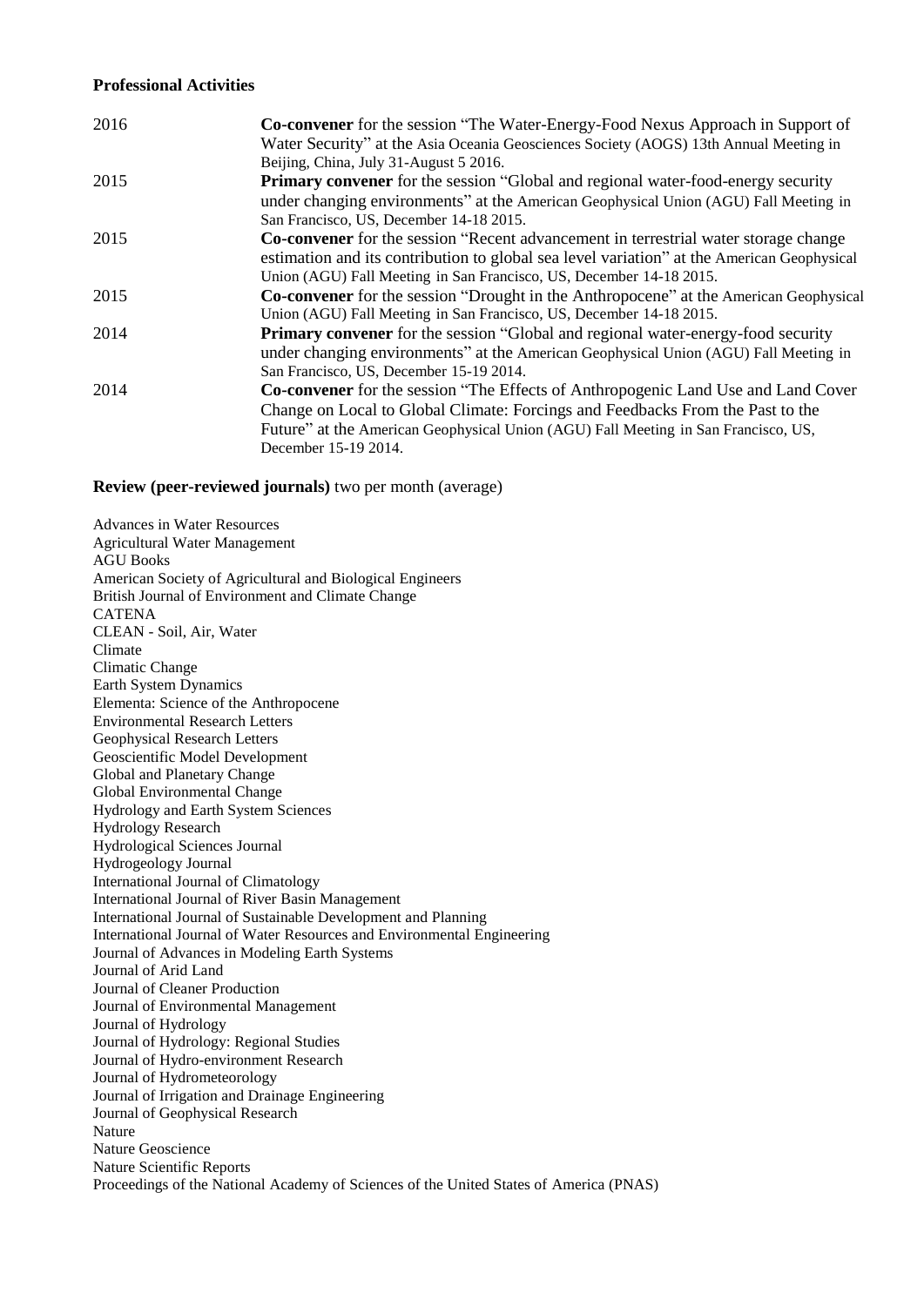**Professional Activities**

| | |
|---|---|
| 2016 | **Co-convener** for the session "The Water-Energy-Food Nexus Approach in Support of Water Security" at the Asia Oceania Geosciences Society (AOGS) 13th Annual Meeting in Beijing, China, July 31-August 5 2016. |
| 2015 | **Primary convener** for the session "Global and regional water-food-energy security under changing environments" at the American Geophysical Union (AGU) Fall Meeting in San Francisco, US, December 14-18 2015. |
| 2015 | **Co-convener** for the session "Recent advancement in terrestrial water storage change estimation and its contribution to global sea level variation" at the American Geophysical Union (AGU) Fall Meeting in San Francisco, US, December 14-18 2015. |
| 2015 | **Co-convener** for the session "Drought in the Anthropocene" at the American Geophysical Union (AGU) Fall Meeting in San Francisco, US, December 14-18 2015. |
| 2014 | **Primary convener** for the session "Global and regional water-energy-food security under changing environments" at the American Geophysical Union (AGU) Fall Meeting in San Francisco, US, December 15-19 2014. |
| 2014 | **Co-convener** for the session "The Effects of Anthropogenic Land Use and Land Cover Change on Local to Global Climate: Forcings and Feedbacks From the Past to the Future" at the American Geophysical Union (AGU) Fall Meeting in San Francisco, US, December 15-19 2014. |

**Review (peer-reviewed journals)** two per month (average)

Advances in Water Resources
Agricultural Water Management
AGU Books
American Society of Agricultural and Biological Engineers
British Journal of Environment and Climate Change
CATENA
CLEAN - Soil, Air, Water
Climate
Climatic Change
Earth System Dynamics
Elementa: Science of the Anthropocene
Environmental Research Letters
Geophysical Research Letters
Geoscientific Model Development
Global and Planetary Change
Global Environmental Change
Hydrology and Earth System Sciences
Hydrology Research
Hydrological Sciences Journal
Hydrogeology Journal
International Journal of Climatology
International Journal of River Basin Management
International Journal of Sustainable Development and Planning
International Journal of Water Resources and Environmental Engineering
Journal of Advances in Modeling Earth Systems
Journal of Arid Land
Journal of Cleaner Production
Journal of Environmental Management
Journal of Hydrology
Journal of Hydrology: Regional Studies
Journal of Hydro-environment Research
Journal of Hydrometeorology
Journal of Irrigation and Drainage Engineering
Journal of Geophysical Research
Nature
Nature Geoscience
Nature Scientific Reports
Proceedings of the National Academy of Sciences of the United States of America (PNAS)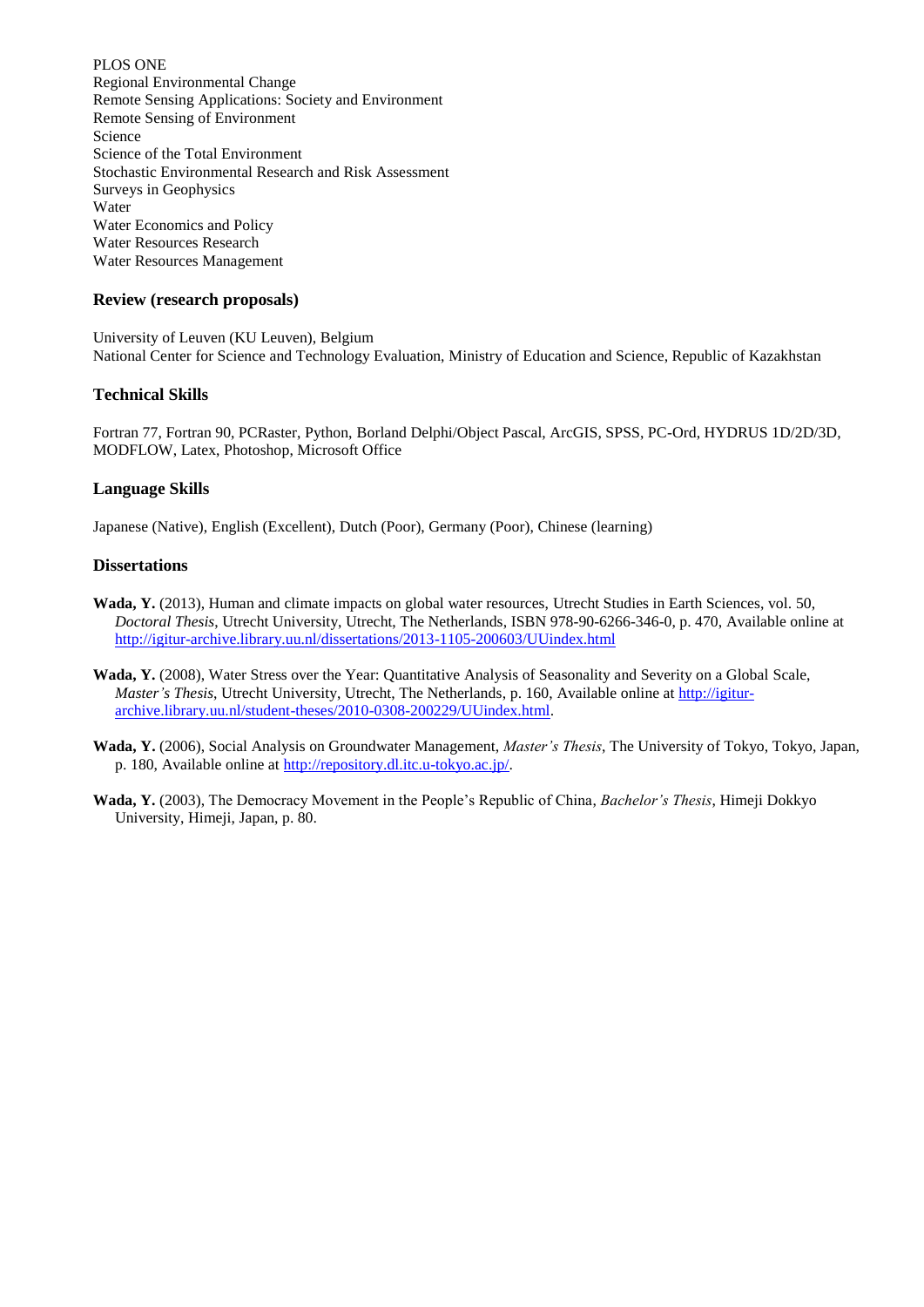PLOS ONE
Regional Environmental Change
Remote Sensing Applications: Society and Environment
Remote Sensing of Environment
Science
Science of the Total Environment
Stochastic Environmental Research and Risk Assessment
Surveys in Geophysics
Water
Water Economics and Policy
Water Resources Research
Water Resources Management

### Review (research proposals)

University of Leuven (KU Leuven), Belgium
National Center for Science and Technology Evaluation, Ministry of Education and Science, Republic of Kazakhstan

### Technical Skills

Fortran 77, Fortran 90, PCRaster, Python, Borland Delphi/Object Pascal, ArcGIS, SPSS, PC-Ord, HYDRUS 1D/2D/3D, MODFLOW, Latex, Photoshop, Microsoft Office

### Language Skills

Japanese (Native), English (Excellent), Dutch (Poor), Germany (Poor), Chinese (learning)

### Dissertations

**Wada, Y.** (2013), Human and climate impacts on global water resources, Utrecht Studies in Earth Sciences, vol. 50, *Doctoral Thesis*, Utrecht University, Utrecht, The Netherlands, ISBN 978-90-6266-346-0, p. 470, Available online at http://igitur-archive.library.uu.nl/dissertations/2013-1105-200603/UUindex.html

**Wada, Y.** (2008), Water Stress over the Year: Quantitative Analysis of Seasonality and Severity on a Global Scale, *Master's Thesis*, Utrecht University, Utrecht, The Netherlands, p. 160, Available online at http://igitur-archive.library.uu.nl/student-theses/2010-0308-200229/UUindex.html.

**Wada, Y.** (2006), Social Analysis on Groundwater Management, *Master's Thesis*, The University of Tokyo, Tokyo, Japan, p. 180, Available online at http://repository.dl.itc.u-tokyo.ac.jp/.

**Wada, Y.** (2003), The Democracy Movement in the People's Republic of China, *Bachelor's Thesis*, Himeji Dokkyo University, Himeji, Japan, p. 80.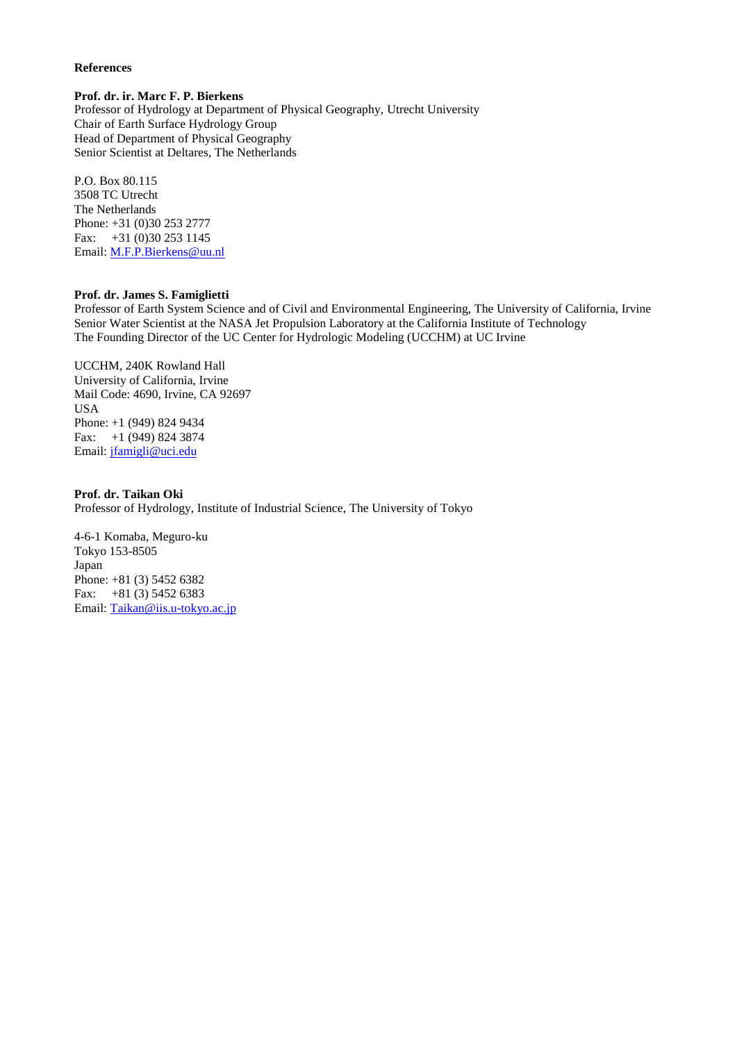**References**

**Prof. dr. ir. Marc F. P. Bierkens**
Professor of Hydrology at Department of Physical Geography, Utrecht University
Chair of Earth Surface Hydrology Group
Head of Department of Physical Geography
Senior Scientist at Deltares, The Netherlands

P.O. Box 80.115
3508 TC Utrecht
The Netherlands
Phone: +31 (0)30 253 2777
Fax: +31 (0)30 253 1145
Email: M.F.P.Bierkens@uu.nl

**Prof. dr. James S. Famiglietti**
Professor of Earth System Science and of Civil and Environmental Engineering, The University of California, Irvine
Senior Water Scientist at the NASA Jet Propulsion Laboratory at the California Institute of Technology
The Founding Director of the UC Center for Hydrologic Modeling (UCCHM) at UC Irvine

UCCHM, 240K Rowland Hall
University of California, Irvine
Mail Code: 4690, Irvine, CA 92697
USA
Phone: +1 (949) 824 9434
Fax: +1 (949) 824 3874
Email: jfamigli@uci.edu

**Prof. dr. Taikan Oki**
Professor of Hydrology, Institute of Industrial Science, The University of Tokyo

4-6-1 Komaba, Meguro-ku
Tokyo 153-8505
Japan
Phone: +81 (3) 5452 6382
Fax: +81 (3) 5452 6383
Email: Taikan@iis.u-tokyo.ac.jp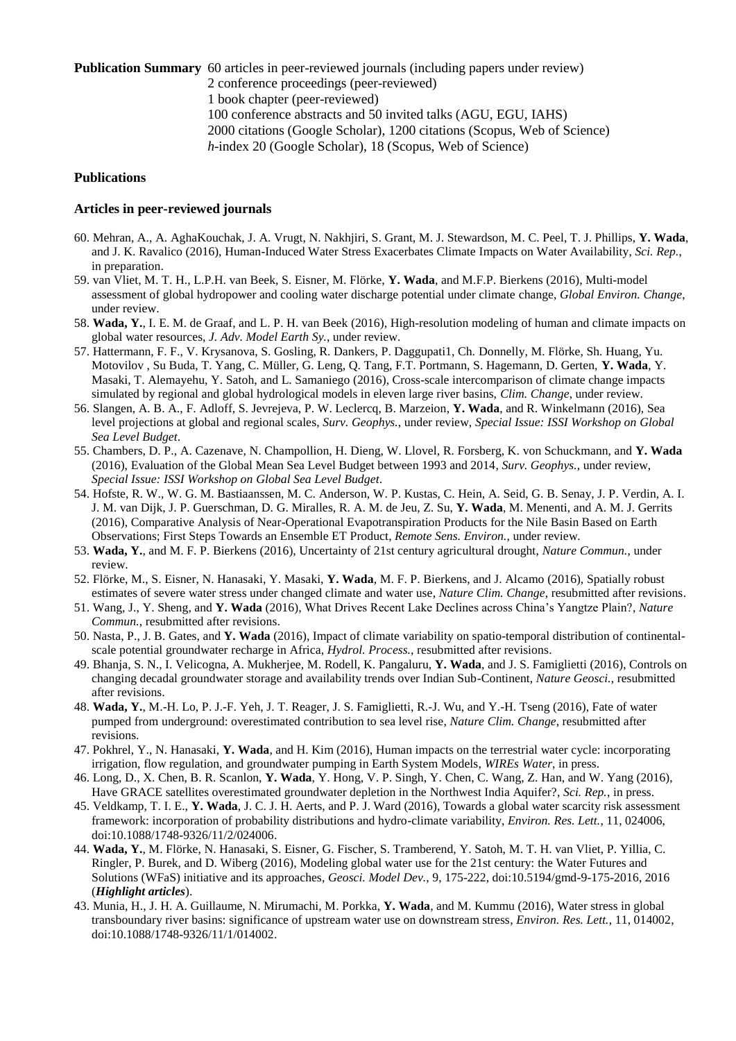**Publication Summary** 60 articles in peer-reviewed journals (including papers under review)
2 conference proceedings (peer-reviewed)
1 book chapter (peer-reviewed)
100 conference abstracts and 50 invited talks (AGU, EGU, IAHS)
2000 citations (Google Scholar), 1200 citations (Scopus, Web of Science)
*h*-index 20 (Google Scholar), 18 (Scopus, Web of Science)

## Publications

### Articles in peer-reviewed journals

60. Mehran, A., A. AghaKouchak, J. A. Vrugt, N. Nakhjiri, S. Grant, M. J. Stewardson, M. C. Peel, T. J. Phillips, **Y. Wada**, and J. K. Ravalico (2016), Human-Induced Water Stress Exacerbates Climate Impacts on Water Availability, *Sci. Rep.*, in preparation.
59. van Vliet, M. T. H., L.P.H. van Beek, S. Eisner, M. Flörke, **Y. Wada**, and M.F.P. Bierkens (2016), Multi-model assessment of global hydropower and cooling water discharge potential under climate change, *Global Environ. Change*, under review.
58. **Wada, Y.**, I. E. M. de Graaf, and L. P. H. van Beek (2016), High-resolution modeling of human and climate impacts on global water resources, *J. Adv. Model Earth Sy.*, under review.
57. Hattermann, F. F., V. Krysanova, S. Gosling, R. Dankers, P. Daggupati1, Ch. Donnelly, M. Flörke, Sh. Huang, Yu. Motovilov , Su Buda, T. Yang, C. Müller, G. Leng, Q. Tang, F.T. Portmann, S. Hagemann, D. Gerten, **Y. Wada**, Y. Masaki, T. Alemayehu, Y. Satoh, and L. Samaniego (2016), Cross-scale intercomparison of climate change impacts simulated by regional and global hydrological models in eleven large river basins, *Clim. Change*, under review.
56. Slangen, A. B. A., F. Adloff, S. Jevrejeva, P. W. Leclercq, B. Marzeion, **Y. Wada**, and R. Winkelmann (2016), Sea level projections at global and regional scales, *Surv. Geophys.*, under review, *Special Issue: ISSI Workshop on Global Sea Level Budget*.
55. Chambers, D. P., A. Cazenave, N. Champollion, H. Dieng, W. Llovel, R. Forsberg, K. von Schuckmann, and **Y. Wada** (2016), Evaluation of the Global Mean Sea Level Budget between 1993 and 2014, *Surv. Geophys.*, under review, *Special Issue: ISSI Workshop on Global Sea Level Budget*.
54. Hofste, R. W., W. G. M. Bastiaanssen, M. C. Anderson, W. P. Kustas, C. Hein, A. Seid, G. B. Senay, J. P. Verdin, A. I. J. M. van Dijk, J. P. Guerschman, D. G. Miralles, R. A. M. de Jeu, Z. Su, **Y. Wada**, M. Menenti, and A. M. J. Gerrits (2016), Comparative Analysis of Near-Operational Evapotranspiration Products for the Nile Basin Based on Earth Observations; First Steps Towards an Ensemble ET Product, *Remote Sens. Environ.*, under review.
53. **Wada, Y.**, and M. F. P. Bierkens (2016), Uncertainty of 21st century agricultural drought, *Nature Commun.*, under review.
52. Flörke, M., S. Eisner, N. Hanasaki, Y. Masaki, **Y. Wada**, M. F. P. Bierkens, and J. Alcamo (2016), Spatially robust estimates of severe water stress under changed climate and water use, *Nature Clim. Change*, resubmitted after revisions.
51. Wang, J., Y. Sheng, and **Y. Wada** (2016), What Drives Recent Lake Declines across China's Yangtze Plain?, *Nature Commun.*, resubmitted after revisions.
50. Nasta, P., J. B. Gates, and **Y. Wada** (2016), Impact of climate variability on spatio-temporal distribution of continental-scale potential groundwater recharge in Africa, *Hydrol. Process.*, resubmitted after revisions.
49. Bhanja, S. N., I. Velicogna, A. Mukherjee, M. Rodell, K. Pangaluru, **Y. Wada**, and J. S. Famiglietti (2016), Controls on changing decadal groundwater storage and availability trends over Indian Sub-Continent, *Nature Geosci.*, resubmitted after revisions.
48. **Wada, Y.**, M.-H. Lo, P. J.-F. Yeh, J. T. Reager, J. S. Famiglietti, R.-J. Wu, and Y.-H. Tseng (2016), Fate of water pumped from underground: overestimated contribution to sea level rise, *Nature Clim. Change*, resubmitted after revisions.
47. Pokhrel, Y., N. Hanasaki, **Y. Wada**, and H. Kim (2016), Human impacts on the terrestrial water cycle: incorporating irrigation, flow regulation, and groundwater pumping in Earth System Models, *WIREs Water*, in press.
46. Long, D., X. Chen, B. R. Scanlon, **Y. Wada**, Y. Hong, V. P. Singh, Y. Chen, C. Wang, Z. Han, and W. Yang (2016), Have GRACE satellites overestimated groundwater depletion in the Northwest India Aquifer?, *Sci. Rep.*, in press.
45. Veldkamp, T. I. E., **Y. Wada**, J. C. J. H. Aerts, and P. J. Ward (2016), Towards a global water scarcity risk assessment framework: incorporation of probability distributions and hydro-climate variability, *Environ. Res. Lett.*, 11, 024006, doi:10.1088/1748-9326/11/2/024006.
44. **Wada, Y.**, M. Flörke, N. Hanasaki, S. Eisner, G. Fischer, S. Tramberend, Y. Satoh, M. T. H. van Vliet, P. Yillia, C. Ringler, P. Burek, and D. Wiberg (2016), Modeling global water use for the 21st century: the Water Futures and Solutions (WFaS) initiative and its approaches, *Geosci. Model Dev.*, 9, 175-222, doi:10.5194/gmd-9-175-2016, 2016 (***Highlight articles***).
43. Munia, H., J. H. A. Guillaume, N. Mirumachi, M. Porkka, **Y. Wada**, and M. Kummu (2016), Water stress in global transboundary river basins: significance of upstream water use on downstream stress, *Environ. Res. Lett.*, 11, 014002, doi:10.1088/1748-9326/11/1/014002.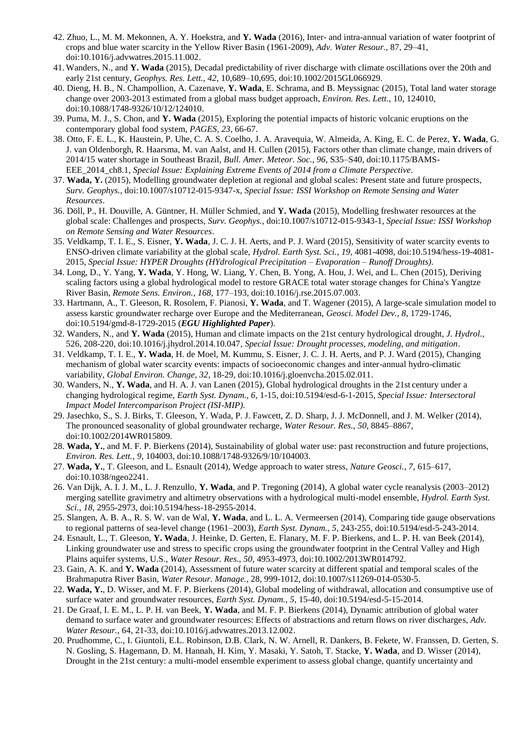42. Zhuo, L., M. M. Mekonnen, A. Y. Hoekstra, and **Y. Wada** (2016), Inter- and intra-annual variation of water footprint of crops and blue water scarcity in the Yellow River Basin (1961-2009), *Adv. Water Resour.*, 87, 29–41, doi:10.1016/j.advwatres.2015.11.002.
41. Wanders, N., and **Y. Wada** (2015), Decadal predictability of river discharge with climate oscillations over the 20th and early 21st century, *Geophys. Res. Lett.*, *42*, 10,689–10,695, doi:10.1002/2015GL066929.
40. Dieng, H. B., N. Champollion, A. Cazenave, **Y. Wada**, E. Schrama, and B. Meyssignac (2015), Total land water storage change over 2003-2013 estimated from a global mass budget approach, *Environ. Res. Lett.*, 10, 124010, doi:10.1088/1748-9326/10/12/124010.
39. Puma, M. J., S. Chon, and **Y. Wada** (2015), Exploring the potential impacts of historic volcanic eruptions on the contemporary global food system, *PAGES*, *23*, 66-67.
38. Otto, F. E. L., K. Haustein, P. Uhe, C. A. S. Coelho, J. A. Aravequia, W. Almeida, A. King, E. C. de Perez, **Y. Wada**, G. J. van Oldenborgh, R. Haarsma, M. van Aalst, and H. Cullen (2015), Factors other than climate change, main drivers of 2014/15 water shortage in Southeast Brazil, *Bull. Amer. Meteor. Soc.*, *96*, S35–S40, doi:10.1175/BAMS-EEE_2014_ch8.1, *Special Issue: Explaining Extreme Events of 2014 from a Climate Perspective*.
37. **Wada, Y.** (2015), Modelling groundwater depletion at regional and global scales: Present state and future prospects, *Surv. Geophys.*, doi:10.1007/s10712-015-9347-x, *Special Issue: ISSI Workshop on Remote Sensing and Water Resources*.
36. Döll, P., H. Douville, A. Güntner, H. Müller Schmied, and **Y. Wada** (2015), Modelling freshwater resources at the global scale: Challenges and prospects, *Surv. Geophys.*, doi:10.1007/s10712-015-9343-1, *Special Issue: ISSI Workshop on Remote Sensing and Water Resources*.
35. Veldkamp, T. I. E., S. Eisner, **Y. Wada**, J. C. J. H. Aerts, and P. J. Ward (2015), Sensitivity of water scarcity events to ENSO-driven climate variability at the global scale, *Hydrol. Earth Syst. Sci.*, *19*, 4081-4098, doi:10.5194/hess-19-4081-2015, *Special Issue: HYPER Droughts (HYdrological Precipitation – Evaporation – Runoff Droughts)*.
34. Long, D., Y. Yang, **Y. Wada**, Y. Hong, W. Liang, Y. Chen, B. Yong, A. Hou, J. Wei, and L. Chen (2015), Deriving scaling factors using a global hydrological model to restore GRACE total water storage changes for China's Yangtze River Basin, *Remote Sens. Environ.*, *168*, 177–193, doi:10.1016/j.rse.2015.07.003.
33. Hartmann, A., T. Gleeson, R. Rosolem, F. Pianosi, **Y. Wada**, and T. Wagener (2015), A large-scale simulation model to assess karstic groundwater recharge over Europe and the Mediterranean, *Geosci. Model Dev.*, *8*, 1729-1746, doi:10.5194/gmd-8-1729-2015 (***EGU Highlighted Paper***).
32. Wanders, N., and **Y. Wada** (2015), Human and climate impacts on the 21st century hydrological drought, *J. Hydrol.*, 526, 208-220, doi:10.1016/j.jhydrol.2014.10.047, *Special Issue: Drought processes, modeling, and mitigation*.
31. Veldkamp, T. I. E., **Y. Wada**, H. de Moel, M. Kummu, S. Eisner, J. C. J. H. Aerts, and P. J. Ward (2015), Changing mechanism of global water scarcity events: impacts of socioeconomic changes and inter-annual hydro-climatic variability, *Global Environ. Change*, *32*, 18-29, doi:10.1016/j.gloenvcha.2015.02.011.
30. Wanders, N., **Y. Wada**, and H. A. J. van Lanen (2015), Global hydrological droughts in the 21st century under a changing hydrological regime, *Earth Syst. Dynam.*, *6*, 1-15, doi:10.5194/esd-6-1-2015, *Special Issue: Intersectoral Impact Model Intercomparison Project (ISI-MIP)*.
29. Jasechko, S., S. J. Birks, T. Gleeson, Y. Wada, P. J. Fawcett, Z. D. Sharp, J. J. McDonnell, and J. M. Welker (2014), The pronounced seasonality of global groundwater recharge, *Water Resour. Res.*, *50*, 8845–8867, doi:10.1002/2014WR015809.
28. **Wada, Y.**, and M. F. P. Bierkens (2014), Sustainability of global water use: past reconstruction and future projections, *Environ. Res. Lett.*, *9*, 104003, doi:10.1088/1748-9326/9/10/104003.
27. **Wada, Y.**, T. Gleeson, and L. Esnault (2014), Wedge approach to water stress, *Nature Geosci.*, *7*, 615–617, doi:10.1038/ngeo2241.
26. Van Dijk, A. I. J. M., L. J. Renzullo, **Y. Wada**, and P. Tregoning (2014), A global water cycle reanalysis (2003–2012) merging satellite gravimetry and altimetry observations with a hydrological multi-model ensemble, *Hydrol. Earth Syst. Sci.*, *18*, 2955-2973, doi:10.5194/hess-18-2955-2014.
25. Slangen, A. B. A., R. S. W. van de Wal, **Y. Wada**, and L. L. A. Vermeersen (2014), Comparing tide gauge observations to regional patterns of sea-level change (1961–2003), *Earth Syst. Dynam.*, *5*, 243-255, doi:10.5194/esd-5-243-2014.
24. Esnault, L., T. Gleeson, **Y. Wada**, J. Heinke, D. Gerten, E. Flanary, M. F. P. Bierkens, and L. P. H. van Beek (2014), Linking groundwater use and stress to specific crops using the groundwater footprint in the Central Valley and High Plains aquifer systems, U.S., *Water Resour. Res.*, *50*, 4953-4973, doi:10.1002/2013WR014792.
23. Gain, A. K. and **Y. Wada** (2014), Assessment of future water scarcity at different spatial and temporal scales of the Brahmaputra River Basin, *Water Resour. Manage.*, 28, 999-1012, doi:10.1007/s11269-014-0530-5.
22. **Wada, Y.**, D. Wisser, and M. F. P. Bierkens (2014), Global modeling of withdrawal, allocation and consumptive use of surface water and groundwater resources, *Earth Syst. Dynam.*, *5*, 15-40, doi:10.5194/esd-5-15-2014.
21. De Graaf, I. E. M., L. P. H. van Beek, **Y. Wada**, and M. F. P. Bierkens (2014), Dynamic attribution of global water demand to surface water and groundwater resources: Effects of abstractions and return flows on river discharges, *Adv. Water Resour.*, 64, 21-33, doi:10.1016/j.advwatres.2013.12.002.
20. Prudhomme, C., I. Giuntoli, E.L. Robinson, D.B. Clark, N. W. Arnell, R. Dankers, B. Fekete, W. Franssen, D. Gerten, S. N. Gosling, S. Hagemann, D. M. Hannah, H. Kim, Y. Masaki, Y. Satoh, T. Stacke, **Y. Wada**, and D. Wisser (2014), Drought in the 21st century: a multi-model ensemble experiment to assess global change, quantify uncertainty and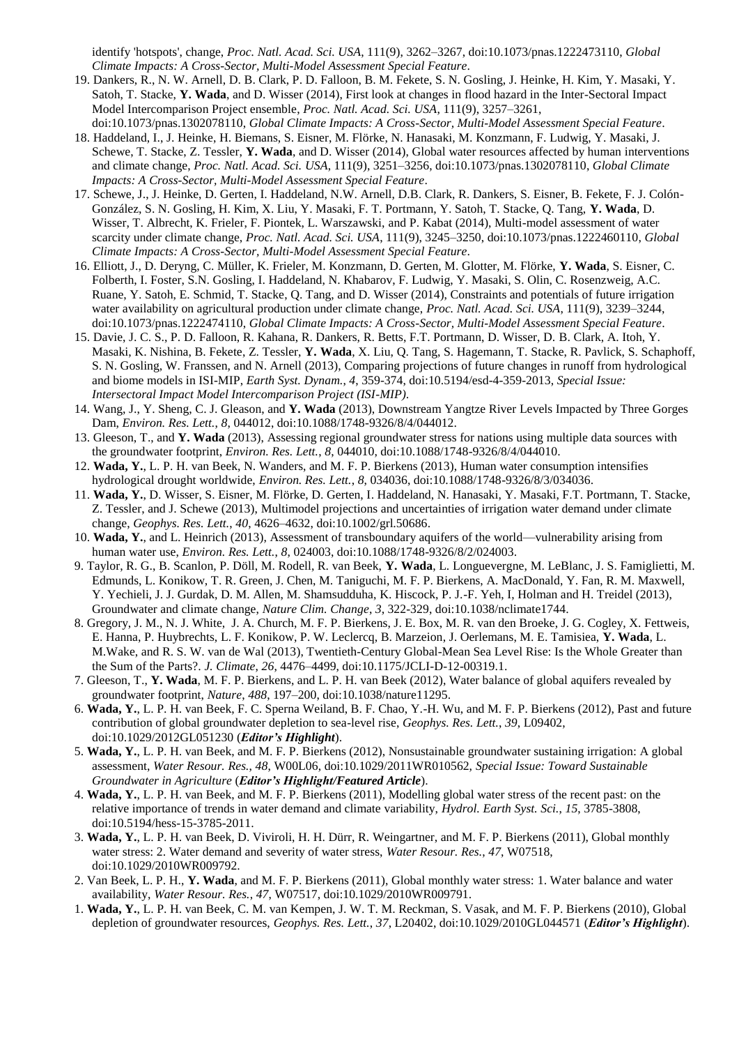identify 'hotspots', change, *Proc. Natl. Acad. Sci. USA*, 111(9), 3262–3267, doi:10.1073/pnas.1222473110, *Global Climate Impacts: A Cross-Sector, Multi-Model Assessment Special Feature*.

19. Dankers, R., N. W. Arnell, D. B. Clark, P. D. Falloon, B. M. Fekete, S. N. Gosling, J. Heinke, H. Kim, Y. Masaki, Y. Satoh, T. Stacke, **Y. Wada**, and D. Wisser (2014), First look at changes in flood hazard in the Inter-Sectoral Impact Model Intercomparison Project ensemble, *Proc. Natl. Acad. Sci. USA*, 111(9), 3257–3261, doi:10.1073/pnas.1302078110, *Global Climate Impacts: A Cross-Sector, Multi-Model Assessment Special Feature*.
18. Haddeland, I., J. Heinke, H. Biemans, S. Eisner, M. Flörke, N. Hanasaki, M. Konzmann, F. Ludwig, Y. Masaki, J. Schewe, T. Stacke, Z. Tessler, **Y. Wada**, and D. Wisser (2014), Global water resources affected by human interventions and climate change, *Proc. Natl. Acad. Sci. USA*, 111(9), 3251–3256, doi:10.1073/pnas.1302078110, *Global Climate Impacts: A Cross-Sector, Multi-Model Assessment Special Feature*.
17. Schewe, J., J. Heinke, D. Gerten, I. Haddeland, N.W. Arnell, D.B. Clark, R. Dankers, S. Eisner, B. Fekete, F. J. Colón-González, S. N. Gosling, H. Kim, X. Liu, Y. Masaki, F. T. Portmann, Y. Satoh, T. Stacke, Q. Tang, **Y. Wada**, D. Wisser, T. Albrecht, K. Frieler, F. Piontek, L. Warszawski, and P. Kabat (2014), Multi-model assessment of water scarcity under climate change, *Proc. Natl. Acad. Sci. USA*, 111(9), 3245–3250, doi:10.1073/pnas.1222460110, *Global Climate Impacts: A Cross-Sector, Multi-Model Assessment Special Feature*.
16. Elliott, J., D. Deryng, C. Müller, K. Frieler, M. Konzmann, D. Gerten, M. Glotter, M. Flörke, **Y. Wada**, S. Eisner, C. Folberth, I. Foster, S.N. Gosling, I. Haddeland, N. Khabarov, F. Ludwig, Y. Masaki, S. Olin, C. Rosenzweig, A.C. Ruane, Y. Satoh, E. Schmid, T. Stacke, Q. Tang, and D. Wisser (2014), Constraints and potentials of future irrigation water availability on agricultural production under climate change, *Proc. Natl. Acad. Sci. USA*, 111(9), 3239–3244, doi:10.1073/pnas.1222474110, *Global Climate Impacts: A Cross-Sector, Multi-Model Assessment Special Feature*.
15. Davie, J. C. S., P. D. Falloon, R. Kahana, R. Dankers, R. Betts, F.T. Portmann, D. Wisser, D. B. Clark, A. Itoh, Y. Masaki, K. Nishina, B. Fekete, Z. Tessler, **Y. Wada**, X. Liu, Q. Tang, S. Hagemann, T. Stacke, R. Pavlick, S. Schaphoff, S. N. Gosling, W. Franssen, and N. Arnell (2013), Comparing projections of future changes in runoff from hydrological and biome models in ISI-MIP, *Earth Syst. Dynam.*, *4*, 359-374, doi:10.5194/esd-4-359-2013, *Special Issue: Intersectoral Impact Model Intercomparison Project (ISI-MIP)*.
14. Wang, J., Y. Sheng, C. J. Gleason, and **Y. Wada** (2013), Downstream Yangtze River Levels Impacted by Three Gorges Dam, *Environ. Res. Lett.*, *8*, 044012, doi:10.1088/1748-9326/8/4/044012.
13. Gleeson, T., and **Y. Wada** (2013), Assessing regional groundwater stress for nations using multiple data sources with the groundwater footprint, *Environ. Res. Lett.*, *8*, 044010, doi:10.1088/1748-9326/8/4/044010.
12. **Wada, Y.**, L. P. H. van Beek, N. Wanders, and M. F. P. Bierkens (2013), Human water consumption intensifies hydrological drought worldwide, *Environ. Res. Lett.*, *8*, 034036, doi:10.1088/1748-9326/8/3/034036.
11. **Wada, Y.**, D. Wisser, S. Eisner, M. Flörke, D. Gerten, I. Haddeland, N. Hanasaki, Y. Masaki, F.T. Portmann, T. Stacke, Z. Tessler, and J. Schewe (2013), Multimodel projections and uncertainties of irrigation water demand under climate change, *Geophys. Res. Lett.*, *40*, 4626–4632, doi:10.1002/grl.50686.
10. **Wada, Y.**, and L. Heinrich (2013), Assessment of transboundary aquifers of the world—vulnerability arising from human water use, *Environ. Res. Lett.*, *8*, 024003, doi:10.1088/1748-9326/8/2/024003.
9. Taylor, R. G., B. Scanlon, P. Döll, M. Rodell, R. van Beek, **Y. Wada**, L. Longuevergne, M. LeBlanc, J. S. Famiglietti, M. Edmunds, L. Konikow, T. R. Green, J. Chen, M. Taniguchi, M. F. P. Bierkens, A. MacDonald, Y. Fan, R. M. Maxwell, Y. Yechieli, J. J. Gurdak, D. M. Allen, M. Shamsudduha, K. Hiscock, P. J.-F. Yeh, I, Holman and H. Treidel (2013), Groundwater and climate change, *Nature Clim. Change*, *3*, 322-329, doi:10.1038/nclimate1744.
8. Gregory, J. M., N. J. White, J. A. Church, M. F. P. Bierkens, J. E. Box, M. R. van den Broeke, J. G. Cogley, X. Fettweis, E. Hanna, P. Huybrechts, L. F. Konikow, P. W. Leclercq, B. Marzeion, J. Oerlemans, M. E. Tamisiea, **Y. Wada**, L. M.Wake, and R. S. W. van de Wal (2013), Twentieth-Century Global-Mean Sea Level Rise: Is the Whole Greater than the Sum of the Parts?. *J. Climate*, *26*, 4476–4499, doi:10.1175/JCLI-D-12-00319.1.
7. Gleeson, T., **Y. Wada**, M. F. P. Bierkens, and L. P. H. van Beek (2012), Water balance of global aquifers revealed by groundwater footprint, *Nature*, *488*, 197–200, doi:10.1038/nature11295.
6. **Wada, Y.**, L. P. H. van Beek, F. C. Sperna Weiland, B. F. Chao, Y.-H. Wu, and M. F. P. Bierkens (2012), Past and future contribution of global groundwater depletion to sea-level rise, *Geophys. Res. Lett.*, *39*, L09402, doi:10.1029/2012GL051230 (***Editor's Highlight***).
5. **Wada, Y.**, L. P. H. van Beek, and M. F. P. Bierkens (2012), Nonsustainable groundwater sustaining irrigation: A global assessment, *Water Resour. Res.*, *48*, W00L06, doi:10.1029/2011WR010562, *Special Issue: Toward Sustainable Groundwater in Agriculture* (***Editor's Highlight/Featured Article***).
4. **Wada, Y.**, L. P. H. van Beek, and M. F. P. Bierkens (2011), Modelling global water stress of the recent past: on the relative importance of trends in water demand and climate variability, *Hydrol. Earth Syst. Sci.*, *15*, 3785-3808, doi:10.5194/hess-15-3785-2011.
3. **Wada, Y.**, L. P. H. van Beek, D. Viviroli, H. H. Dürr, R. Weingartner, and M. F. P. Bierkens (2011), Global monthly water stress: 2. Water demand and severity of water stress, *Water Resour. Res.*, *47*, W07518, doi:10.1029/2010WR009792.
2. Van Beek, L. P. H., **Y. Wada**, and M. F. P. Bierkens (2011), Global monthly water stress: 1. Water balance and water availability, *Water Resour. Res.*, *47*, W07517, doi:10.1029/2010WR009791.
1. **Wada, Y.**, L. P. H. van Beek, C. M. van Kempen, J. W. T. M. Reckman, S. Vasak, and M. F. P. Bierkens (2010), Global depletion of groundwater resources, *Geophys. Res. Lett.*, *37*, L20402, doi:10.1029/2010GL044571 (***Editor's Highlight***).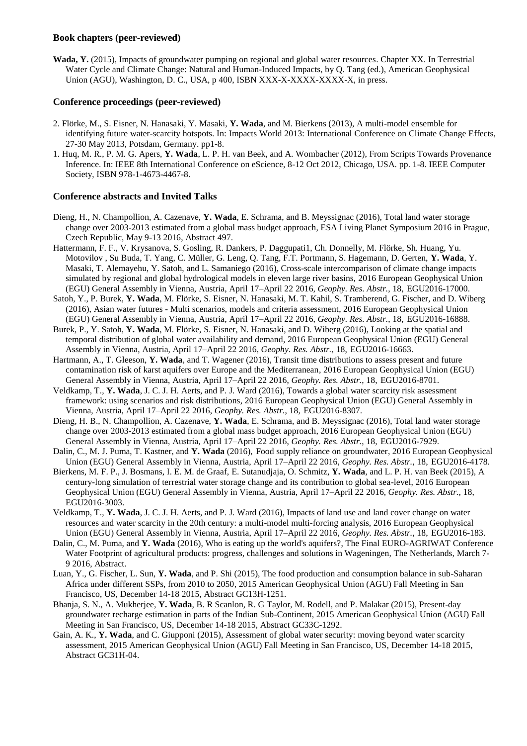### Book chapters (peer-reviewed)

**Wada, Y.** (2015), Impacts of groundwater pumping on regional and global water resources. Chapter XX. In Terrestrial Water Cycle and Climate Change: Natural and Human-Induced Impacts, by Q. Tang (ed.), American Geophysical Union (AGU), Washington, D. C., USA, p 400, ISBN XXX-X-XXXX-XXXX-X, in press.

### Conference proceedings (peer-reviewed)

2. Flörke, M., S. Eisner, N. Hanasaki, Y. Masaki, **Y. Wada**, and M. Bierkens (2013), A multi-model ensemble for identifying future water-scarcity hotspots. In: Impacts World 2013: International Conference on Climate Change Effects, 27-30 May 2013, Potsdam, Germany. pp1-8.

1. Huq, M. R., P. M. G. Apers, **Y. Wada**, L. P. H. van Beek, and A. Wombacher (2012), From Scripts Towards Provenance Inference. In: IEEE 8th International Conference on eScience, 8-12 Oct 2012, Chicago, USA. pp. 1-8. IEEE Computer Society, ISBN 978-1-4673-4467-8.

### Conference abstracts and Invited Talks

Dieng, H., N. Champollion, A. Cazenave, **Y. Wada**, E. Schrama, and B. Meyssignac (2016), Total land water storage change over 2003-2013 estimated from a global mass budget approach, ESA Living Planet Symposium 2016 in Prague, Czech Republic, May 9-13 2016, Abstract 497.

Hattermann, F. F., V. Krysanova, S. Gosling, R. Dankers, P. Daggupati1, Ch. Donnelly, M. Flörke, Sh. Huang, Yu. Motovilov , Su Buda, T. Yang, C. Müller, G. Leng, Q. Tang, F.T. Portmann, S. Hagemann, D. Gerten, **Y. Wada**, Y. Masaki, T. Alemayehu, Y. Satoh, and L. Samaniego (2016), Cross-scale intercomparison of climate change impacts simulated by regional and global hydrological models in eleven large river basins, 2016 European Geophysical Union (EGU) General Assembly in Vienna, Austria, April 17–April 22 2016, *Geophy. Res. Abstr.*, 18, EGU2016-17000.

Satoh, Y., P. Burek, **Y. Wada**, M. Flörke, S. Eisner, N. Hanasaki, M. T. Kahil, S. Tramberend, G. Fischer, and D. Wiberg (2016), Asian water futures - Multi scenarios, models and criteria assessment, 2016 European Geophysical Union (EGU) General Assembly in Vienna, Austria, April 17–April 22 2016, *Geophy. Res. Abstr.*, 18, EGU2016-16888.

Burek, P., Y. Satoh, **Y. Wada**, M. Flörke, S. Eisner, N. Hanasaki, and D. Wiberg (2016), Looking at the spatial and temporal distribution of global water availability and demand, 2016 European Geophysical Union (EGU) General Assembly in Vienna, Austria, April 17–April 22 2016, *Geophy. Res. Abstr.*, 18, EGU2016-16663.

Hartmann, A., T. Gleeson, **Y. Wada**, and T. Wagener (2016), Transit time distributions to assess present and future contamination risk of karst aquifers over Europe and the Mediterranean, 2016 European Geophysical Union (EGU) General Assembly in Vienna, Austria, April 17–April 22 2016, *Geophy. Res. Abstr.*, 18, EGU2016-8701.

Veldkamp, T., **Y. Wada**, J. C. J. H. Aerts, and P. J. Ward (2016), Towards a global water scarcity risk assessment framework: using scenarios and risk distributions, 2016 European Geophysical Union (EGU) General Assembly in Vienna, Austria, April 17–April 22 2016, *Geophy. Res. Abstr.*, 18, EGU2016-8307.

Dieng, H. B., N. Champollion, A. Cazenave, **Y. Wada**, E. Schrama, and B. Meyssignac (2016), Total land water storage change over 2003-2013 estimated from a global mass budget approach, 2016 European Geophysical Union (EGU) General Assembly in Vienna, Austria, April 17–April 22 2016, *Geophy. Res. Abstr.*, 18, EGU2016-7929.

Dalin, C., M. J. Puma, T. Kastner, and **Y. Wada** (2016), Food supply reliance on groundwater, 2016 European Geophysical Union (EGU) General Assembly in Vienna, Austria, April 17–April 22 2016, *Geophy. Res. Abstr.*, 18, EGU2016-4178.

Bierkens, M. F. P., J. Bosmans, I. E. M. de Graaf, E. Sutanudjaja, O. Schmitz, **Y. Wada**, and L. P. H. van Beek (2015), A century-long simulation of terrestrial water storage change and its contribution to global sea-level, 2016 European Geophysical Union (EGU) General Assembly in Vienna, Austria, April 17–April 22 2016, *Geophy. Res. Abstr.*, 18, EGU2016-3003.

Veldkamp, T., **Y. Wada**, J. C. J. H. Aerts, and P. J. Ward (2016), Impacts of land use and land cover change on water resources and water scarcity in the 20th century: a multi-model multi-forcing analysis, 2016 European Geophysical Union (EGU) General Assembly in Vienna, Austria, April 17–April 22 2016, *Geophy. Res. Abstr.*, 18, EGU2016-183.

Dalin, C., M. Puma, and **Y. Wada** (2016), Who is eating up the world's aquifers?, The Final EURO-AGRIWAT Conference Water Footprint of agricultural products: progress, challenges and solutions in Wageningen, The Netherlands, March 7-9 2016, Abstract.

Luan, Y., G. Fischer, L. Sun, **Y. Wada**, and P. Shi (2015), The food production and consumption balance in sub-Saharan Africa under different SSPs, from 2010 to 2050, 2015 American Geophysical Union (AGU) Fall Meeting in San Francisco, US, December 14-18 2015, Abstract GC13H-1251.

Bhanja, S. N., A. Mukherjee, **Y. Wada**, B. R Scanlon, R. G Taylor, M. Rodell, and P. Malakar (2015), Present-day groundwater recharge estimation in parts of the Indian Sub-Continent, 2015 American Geophysical Union (AGU) Fall Meeting in San Francisco, US, December 14-18 2015, Abstract GC33C-1292.

Gain, A. K., **Y. Wada**, and C. Giupponi (2015), Assessment of global water security: moving beyond water scarcity assessment, 2015 American Geophysical Union (AGU) Fall Meeting in San Francisco, US, December 14-18 2015, Abstract GC31H-04.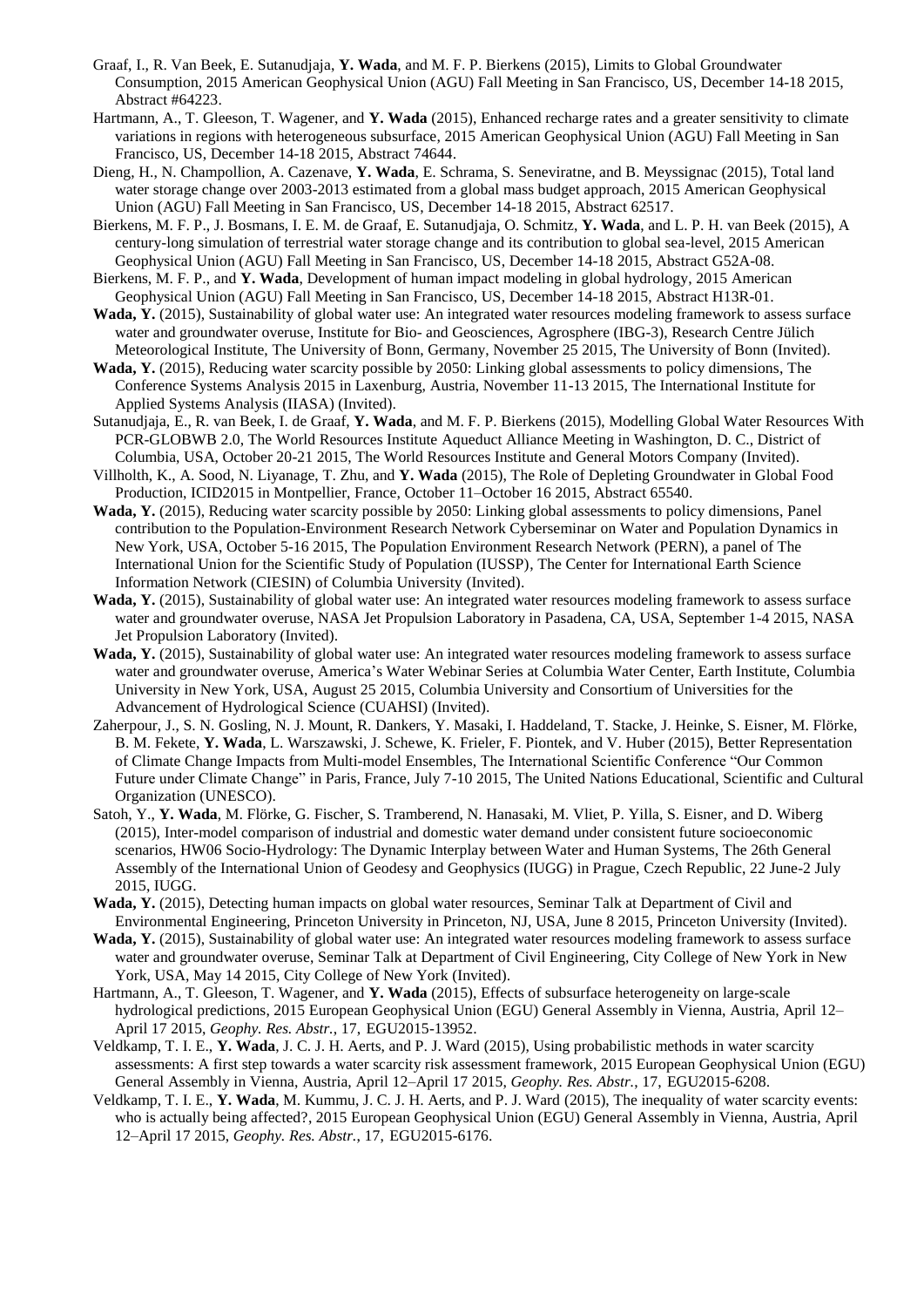Graaf, I., R. Van Beek, E. Sutanudjaja, **Y. Wada**, and M. F. P. Bierkens (2015), Limits to Global Groundwater Consumption, 2015 American Geophysical Union (AGU) Fall Meeting in San Francisco, US, December 14-18 2015, Abstract #64223.

Hartmann, A., T. Gleeson, T. Wagener, and **Y. Wada** (2015), Enhanced recharge rates and a greater sensitivity to climate variations in regions with heterogeneous subsurface, 2015 American Geophysical Union (AGU) Fall Meeting in San Francisco, US, December 14-18 2015, Abstract 74644.

Dieng, H., N. Champollion, A. Cazenave, **Y. Wada**, E. Schrama, S. Seneviratne, and B. Meyssignac (2015), Total land water storage change over 2003-2013 estimated from a global mass budget approach, 2015 American Geophysical Union (AGU) Fall Meeting in San Francisco, US, December 14-18 2015, Abstract 62517.

Bierkens, M. F. P., J. Bosmans, I. E. M. de Graaf, E. Sutanudjaja, O. Schmitz, **Y. Wada**, and L. P. H. van Beek (2015), A century-long simulation of terrestrial water storage change and its contribution to global sea-level, 2015 American Geophysical Union (AGU) Fall Meeting in San Francisco, US, December 14-18 2015, Abstract G52A-08.

Bierkens, M. F. P., and **Y. Wada**, Development of human impact modeling in global hydrology, 2015 American Geophysical Union (AGU) Fall Meeting in San Francisco, US, December 14-18 2015, Abstract H13R-01.

**Wada, Y.** (2015), Sustainability of global water use: An integrated water resources modeling framework to assess surface water and groundwater overuse, Institute for Bio- and Geosciences, Agrosphere (IBG-3), Research Centre Jülich Meteorological Institute, The University of Bonn, Germany, November 25 2015, The University of Bonn (Invited).

**Wada, Y.** (2015), Reducing water scarcity possible by 2050: Linking global assessments to policy dimensions, The Conference Systems Analysis 2015 in Laxenburg, Austria, November 11-13 2015, The International Institute for Applied Systems Analysis (IIASA) (Invited).

Sutanudjaja, E., R. van Beek, I. de Graaf, **Y. Wada**, and M. F. P. Bierkens (2015), Modelling Global Water Resources With PCR-GLOBWB 2.0, The World Resources Institute Aqueduct Alliance Meeting in Washington, D. C., District of Columbia, USA, October 20-21 2015, The World Resources Institute and General Motors Company (Invited).

Villholth, K., A. Sood, N. Liyanage, T. Zhu, and **Y. Wada** (2015), The Role of Depleting Groundwater in Global Food Production, ICID2015 in Montpellier, France, October 11–October 16 2015, Abstract 65540.

**Wada, Y.** (2015), Reducing water scarcity possible by 2050: Linking global assessments to policy dimensions, Panel contribution to the Population-Environment Research Network Cyberseminar on Water and Population Dynamics in New York, USA, October 5-16 2015, The Population Environment Research Network (PERN), a panel of The International Union for the Scientific Study of Population (IUSSP), The Center for International Earth Science Information Network (CIESIN) of Columbia University (Invited).

**Wada, Y.** (2015), Sustainability of global water use: An integrated water resources modeling framework to assess surface water and groundwater overuse, NASA Jet Propulsion Laboratory in Pasadena, CA, USA, September 1-4 2015, NASA Jet Propulsion Laboratory (Invited).

**Wada, Y.** (2015), Sustainability of global water use: An integrated water resources modeling framework to assess surface water and groundwater overuse, America's Water Webinar Series at Columbia Water Center, Earth Institute, Columbia University in New York, USA, August 25 2015, Columbia University and Consortium of Universities for the Advancement of Hydrological Science (CUAHSI) (Invited).

Zaherpour, J., S. N. Gosling, N. J. Mount, R. Dankers, Y. Masaki, I. Haddeland, T. Stacke, J. Heinke, S. Eisner, M. Flörke, B. M. Fekete, **Y. Wada**, L. Warszawski, J. Schewe, K. Frieler, F. Piontek, and V. Huber (2015), Better Representation of Climate Change Impacts from Multi-model Ensembles, The International Scientific Conference "Our Common Future under Climate Change" in Paris, France, July 7-10 2015, The United Nations Educational, Scientific and Cultural Organization (UNESCO).

Satoh, Y., **Y. Wada**, M. Flörke, G. Fischer, S. Tramberend, N. Hanasaki, M. Vliet, P. Yilla, S. Eisner, and D. Wiberg (2015), Inter-model comparison of industrial and domestic water demand under consistent future socioeconomic scenarios, HW06 Socio-Hydrology: The Dynamic Interplay between Water and Human Systems, The 26th General Assembly of the International Union of Geodesy and Geophysics (IUGG) in Prague, Czech Republic, 22 June-2 July 2015, IUGG.

**Wada, Y.** (2015), Detecting human impacts on global water resources, Seminar Talk at Department of Civil and Environmental Engineering, Princeton University in Princeton, NJ, USA, June 8 2015, Princeton University (Invited).

**Wada, Y.** (2015), Sustainability of global water use: An integrated water resources modeling framework to assess surface water and groundwater overuse, Seminar Talk at Department of Civil Engineering, City College of New York in New York, USA, May 14 2015, City College of New York (Invited).

Hartmann, A., T. Gleeson, T. Wagener, and **Y. Wada** (2015), Effects of subsurface heterogeneity on large-scale hydrological predictions, 2015 European Geophysical Union (EGU) General Assembly in Vienna, Austria, April 12–April 17 2015, *Geophy. Res. Abstr.*, 17, EGU2015-13952.

Veldkamp, T. I. E., **Y. Wada**, J. C. J. H. Aerts, and P. J. Ward (2015), Using probabilistic methods in water scarcity assessments: A first step towards a water scarcity risk assessment framework, 2015 European Geophysical Union (EGU) General Assembly in Vienna, Austria, April 12–April 17 2015, *Geophy. Res. Abstr.*, 17, EGU2015-6208.

Veldkamp, T. I. E., **Y. Wada**, M. Kummu, J. C. J. H. Aerts, and P. J. Ward (2015), The inequality of water scarcity events: who is actually being affected?, 2015 European Geophysical Union (EGU) General Assembly in Vienna, Austria, April 12–April 17 2015, *Geophy. Res. Abstr.*, 17, EGU2015-6176.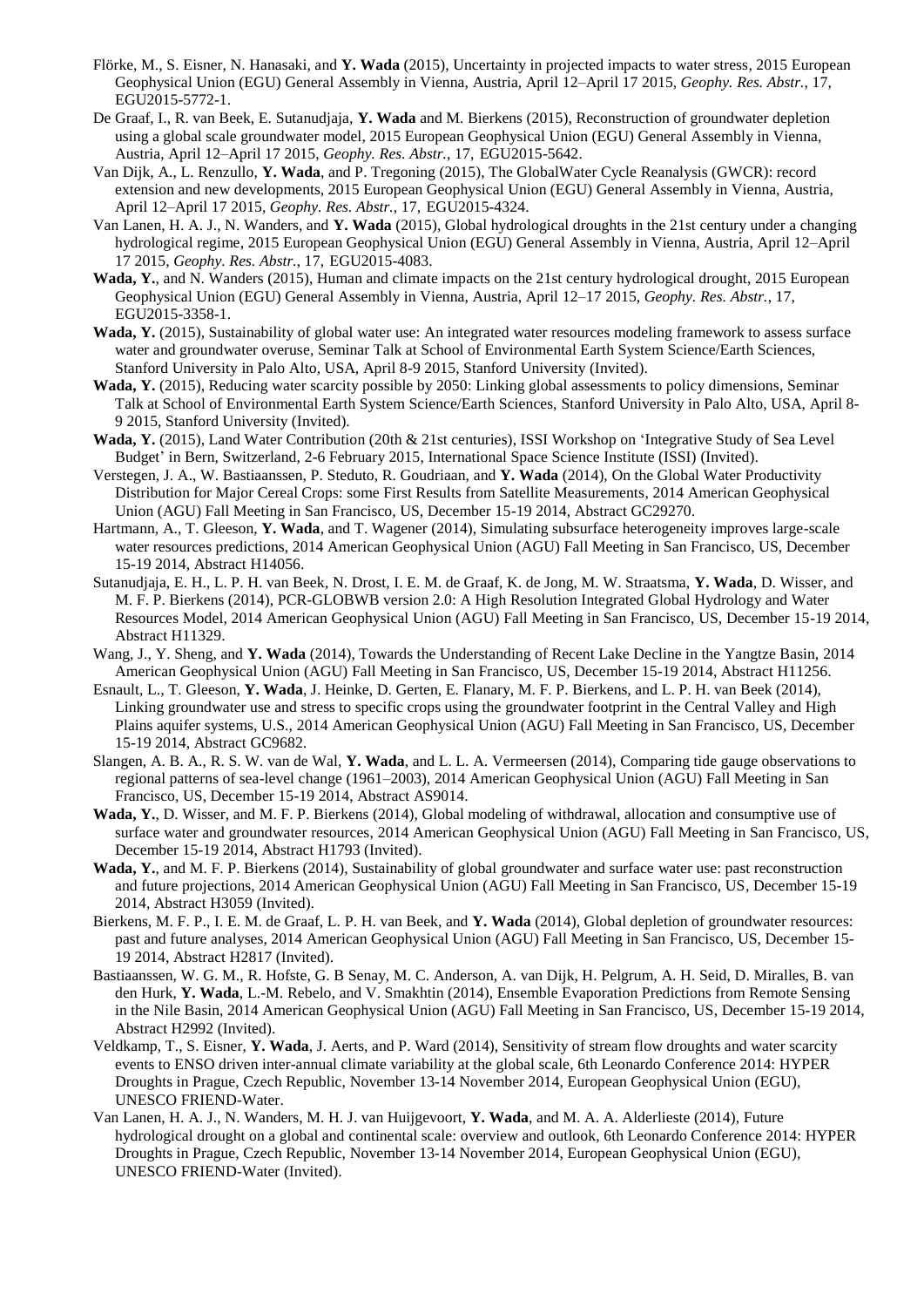Flörke, M., S. Eisner, N. Hanasaki, and **Y. Wada** (2015), Uncertainty in projected impacts to water stress, 2015 European Geophysical Union (EGU) General Assembly in Vienna, Austria, April 12–April 17 2015, *Geophy. Res. Abstr.*, 17, EGU2015-5772-1.

De Graaf, I., R. van Beek, E. Sutanudjaja, **Y. Wada** and M. Bierkens (2015), Reconstruction of groundwater depletion using a global scale groundwater model, 2015 European Geophysical Union (EGU) General Assembly in Vienna, Austria, April 12–April 17 2015, *Geophy. Res. Abstr.*, 17, EGU2015-5642.

Van Dijk, A., L. Renzullo, **Y. Wada**, and P. Tregoning (2015), The GlobalWater Cycle Reanalysis (GWCR): record extension and new developments, 2015 European Geophysical Union (EGU) General Assembly in Vienna, Austria, April 12–April 17 2015, *Geophy. Res. Abstr.*, 17, EGU2015-4324.

Van Lanen, H. A. J., N. Wanders, and **Y. Wada** (2015), Global hydrological droughts in the 21st century under a changing hydrological regime, 2015 European Geophysical Union (EGU) General Assembly in Vienna, Austria, April 12–April 17 2015, *Geophy. Res. Abstr.*, 17, EGU2015-4083.

**Wada, Y.**, and N. Wanders (2015), Human and climate impacts on the 21st century hydrological drought, 2015 European Geophysical Union (EGU) General Assembly in Vienna, Austria, April 12–17 2015, *Geophy. Res. Abstr.*, 17, EGU2015-3358-1.

**Wada, Y.** (2015), Sustainability of global water use: An integrated water resources modeling framework to assess surface water and groundwater overuse, Seminar Talk at School of Environmental Earth System Science/Earth Sciences, Stanford University in Palo Alto, USA, April 8-9 2015, Stanford University (Invited).

**Wada, Y.** (2015), Reducing water scarcity possible by 2050: Linking global assessments to policy dimensions, Seminar Talk at School of Environmental Earth System Science/Earth Sciences, Stanford University in Palo Alto, USA, April 8-9 2015, Stanford University (Invited).

**Wada, Y.** (2015), Land Water Contribution (20th & 21st centuries), ISSI Workshop on 'Integrative Study of Sea Level Budget' in Bern, Switzerland, 2-6 February 2015, International Space Science Institute (ISSI) (Invited).

Verstegen, J. A., W. Bastiaanssen, P. Steduto, R. Goudriaan, and **Y. Wada** (2014), On the Global Water Productivity Distribution for Major Cereal Crops: some First Results from Satellite Measurements, 2014 American Geophysical Union (AGU) Fall Meeting in San Francisco, US, December 15-19 2014, Abstract GC29270.

Hartmann, A., T. Gleeson, **Y. Wada**, and T. Wagener (2014), Simulating subsurface heterogeneity improves large-scale water resources predictions, 2014 American Geophysical Union (AGU) Fall Meeting in San Francisco, US, December 15-19 2014, Abstract H14056.

Sutanudjaja, E. H., L. P. H. van Beek, N. Drost, I. E. M. de Graaf, K. de Jong, M. W. Straatsma, **Y. Wada**, D. Wisser, and M. F. P. Bierkens (2014), PCR-GLOBWB version 2.0: A High Resolution Integrated Global Hydrology and Water Resources Model, 2014 American Geophysical Union (AGU) Fall Meeting in San Francisco, US, December 15-19 2014, Abstract H11329.

Wang, J., Y. Sheng, and **Y. Wada** (2014), Towards the Understanding of Recent Lake Decline in the Yangtze Basin, 2014 American Geophysical Union (AGU) Fall Meeting in San Francisco, US, December 15-19 2014, Abstract H11256.

Esnault, L., T. Gleeson, **Y. Wada**, J. Heinke, D. Gerten, E. Flanary, M. F. P. Bierkens, and L. P. H. van Beek (2014), Linking groundwater use and stress to specific crops using the groundwater footprint in the Central Valley and High Plains aquifer systems, U.S., 2014 American Geophysical Union (AGU) Fall Meeting in San Francisco, US, December 15-19 2014, Abstract GC9682.

Slangen, A. B. A., R. S. W. van de Wal, **Y. Wada**, and L. L. A. Vermeersen (2014), Comparing tide gauge observations to regional patterns of sea-level change (1961–2003), 2014 American Geophysical Union (AGU) Fall Meeting in San Francisco, US, December 15-19 2014, Abstract AS9014.

**Wada, Y.**, D. Wisser, and M. F. P. Bierkens (2014), Global modeling of withdrawal, allocation and consumptive use of surface water and groundwater resources, 2014 American Geophysical Union (AGU) Fall Meeting in San Francisco, US, December 15-19 2014, Abstract H1793 (Invited).

**Wada, Y.**, and M. F. P. Bierkens (2014), Sustainability of global groundwater and surface water use: past reconstruction and future projections, 2014 American Geophysical Union (AGU) Fall Meeting in San Francisco, US, December 15-19 2014, Abstract H3059 (Invited).

Bierkens, M. F. P., I. E. M. de Graaf, L. P. H. van Beek, and **Y. Wada** (2014), Global depletion of groundwater resources: past and future analyses, 2014 American Geophysical Union (AGU) Fall Meeting in San Francisco, US, December 15-19 2014, Abstract H2817 (Invited).

Bastiaanssen, W. G. M., R. Hofste, G. B Senay, M. C. Anderson, A. van Dijk, H. Pelgrum, A. H. Seid, D. Miralles, B. van den Hurk, **Y. Wada**, L.-M. Rebelo, and V. Smakhtin (2014), Ensemble Evaporation Predictions from Remote Sensing in the Nile Basin, 2014 American Geophysical Union (AGU) Fall Meeting in San Francisco, US, December 15-19 2014, Abstract H2992 (Invited).

Veldkamp, T., S. Eisner, **Y. Wada**, J. Aerts, and P. Ward (2014), Sensitivity of stream flow droughts and water scarcity events to ENSO driven inter-annual climate variability at the global scale, 6th Leonardo Conference 2014: HYPER Droughts in Prague, Czech Republic, November 13-14 November 2014, European Geophysical Union (EGU), UNESCO FRIEND-Water.

Van Lanen, H. A. J., N. Wanders, M. H. J. van Huijgevoort, **Y. Wada**, and M. A. A. Alderlieste (2014), Future hydrological drought on a global and continental scale: overview and outlook, 6th Leonardo Conference 2014: HYPER Droughts in Prague, Czech Republic, November 13-14 November 2014, European Geophysical Union (EGU), UNESCO FRIEND-Water (Invited).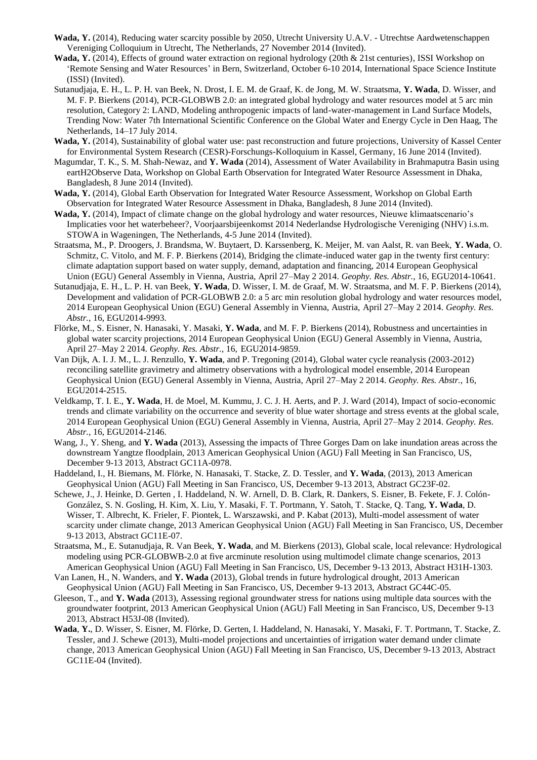**Wada, Y.** (2014), Reducing water scarcity possible by 2050, Utrecht University U.A.V. - Utrechtse Aardwetenschappen Vereniging Colloquium in Utrecht, The Netherlands, 27 November 2014 (Invited).

**Wada, Y.** (2014), Effects of ground water extraction on regional hydrology (20th & 21st centuries), ISSI Workshop on 'Remote Sensing and Water Resources' in Bern, Switzerland, October 6-10 2014, International Space Science Institute (ISSI) (Invited).

Sutanudjaja, E. H., L. P. H. van Beek, N. Drost, I. E. M. de Graaf, K. de Jong, M. W. Straatsma, **Y. Wada**, D. Wisser, and M. F. P. Bierkens (2014), PCR-GLOBWB 2.0: an integrated global hydrology and water resources model at 5 arc min resolution, Category 2: LAND, Modeling anthropogenic impacts of land-water-management in Land Surface Models, Trending Now: Water 7th International Scientific Conference on the Global Water and Energy Cycle in Den Haag, The Netherlands, 14–17 July 2014.

**Wada, Y.** (2014), Sustainability of global water use: past reconstruction and future projections, University of Kassel Center for Environmental System Research (CESR)-Forschungs-Kolloquium in Kassel, Germany, 16 June 2014 (Invited).

Magumdar, T. K., S. M. Shah-Newaz, and **Y. Wada** (2014), Assessment of Water Availability in Brahmaputra Basin using eartH2Observe Data, Workshop on Global Earth Observation for Integrated Water Resource Assessment in Dhaka, Bangladesh, 8 June 2014 (Invited).

**Wada, Y.** (2014), Global Earth Observation for Integrated Water Resource Assessment, Workshop on Global Earth Observation for Integrated Water Resource Assessment in Dhaka, Bangladesh, 8 June 2014 (Invited).

**Wada, Y.** (2014), Impact of climate change on the global hydrology and water resources, Nieuwe klimaatscenario's Implicaties voor het waterbeheer?, Voorjaarsbijeenkomst 2014 Nederlandse Hydrologische Vereniging (NHV) i.s.m. STOWA in Wageningen, The Netherlands, 4-5 June 2014 (Invited).

Straatsma, M., P. Droogers, J. Brandsma, W. Buytaert, D. Karssenberg, K. Meijer, M. van Aalst, R. van Beek, **Y. Wada**, O. Schmitz, C. Vitolo, and M. F. P. Bierkens (2014), Bridging the climate-induced water gap in the twenty first century: climate adaptation support based on water supply, demand, adaptation and financing, 2014 European Geophysical Union (EGU) General Assembly in Vienna, Austria, April 27–May 2 2014. *Geophy. Res. Abstr.*, 16, EGU2014-10641.

Sutanudjaja, E. H., L. P. H. van Beek, **Y. Wada**, D. Wisser, I. M. de Graaf, M. W. Straatsma, and M. F. P. Bierkens (2014), Development and validation of PCR-GLOBWB 2.0: a 5 arc min resolution global hydrology and water resources model, 2014 European Geophysical Union (EGU) General Assembly in Vienna, Austria, April 27–May 2 2014. *Geophy. Res. Abstr.*, 16, EGU2014-9993.

Flörke, M., S. Eisner, N. Hanasaki, Y. Masaki, **Y. Wada**, and M. F. P. Bierkens (2014), Robustness and uncertainties in global water scarcity projections, 2014 European Geophysical Union (EGU) General Assembly in Vienna, Austria, April 27–May 2 2014. *Geophy. Res. Abstr.*, 16, EGU2014-9859.

Van Dijk, A. I. J. M., L. J. Renzullo, **Y. Wada**, and P. Tregoning (2014), Global water cycle reanalysis (2003-2012) reconciling satellite gravimetry and altimetry observations with a hydrological model ensemble, 2014 European Geophysical Union (EGU) General Assembly in Vienna, Austria, April 27–May 2 2014. *Geophy. Res. Abstr.*, 16, EGU2014-2515.

Veldkamp, T. I. E., **Y. Wada**, H. de Moel, M. Kummu, J. C. J. H. Aerts, and P. J. Ward (2014), Impact of socio-economic trends and climate variability on the occurrence and severity of blue water shortage and stress events at the global scale, 2014 European Geophysical Union (EGU) General Assembly in Vienna, Austria, April 27–May 2 2014. *Geophy. Res. Abstr.*, 16, EGU2014-2146.

Wang, J., Y. Sheng, and **Y. Wada** (2013), Assessing the impacts of Three Gorges Dam on lake inundation areas across the downstream Yangtze floodplain, 2013 American Geophysical Union (AGU) Fall Meeting in San Francisco, US, December 9-13 2013, Abstract GC11A-0978.

Haddeland, I., H. Biemans, M. Flörke, N. Hanasaki, T. Stacke, Z. D. Tessler, and **Y. Wada**, (2013), 2013 American Geophysical Union (AGU) Fall Meeting in San Francisco, US, December 9-13 2013, Abstract GC23F-02.

Schewe, J., J. Heinke, D. Gerten , I. Haddeland, N. W. Arnell, D. B. Clark, R. Dankers, S. Eisner, B. Fekete, F. J. Colón-González, S. N. Gosling, H. Kim, X. Liu, Y. Masaki, F. T. Portmann, Y. Satoh, T. Stacke, Q. Tang, **Y. Wada**, D. Wisser, T. Albrecht, K. Frieler, F. Piontek, L. Warszawski, and P. Kabat (2013), Multi-model assessment of water scarcity under climate change, 2013 American Geophysical Union (AGU) Fall Meeting in San Francisco, US, December 9-13 2013, Abstract GC11E-07.

Straatsma, M., E. Sutanudjaja, R. Van Beek, **Y. Wada**, and M. Bierkens (2013), Global scale, local relevance: Hydrological modeling using PCR-GLOBWB-2.0 at five arcminute resolution using multimodel climate change scenarios, 2013 American Geophysical Union (AGU) Fall Meeting in San Francisco, US, December 9-13 2013, Abstract H31H-1303.

Van Lanen, H., N. Wanders, and **Y. Wada** (2013), Global trends in future hydrological drought, 2013 American Geophysical Union (AGU) Fall Meeting in San Francisco, US, December 9-13 2013, Abstract GC44C-05.

Gleeson, T., and **Y. Wada** (2013), Assessing regional groundwater stress for nations using multiple data sources with the groundwater footprint, 2013 American Geophysical Union (AGU) Fall Meeting in San Francisco, US, December 9-13 2013, Abstract H53J-08 (Invited).

**Wada**, **Y.**, D. Wisser, S. Eisner, M. Flörke, D. Gerten, I. Haddeland, N. Hanasaki, Y. Masaki, F. T. Portmann, T. Stacke, Z. Tessler, and J. Schewe (2013), Multi-model projections and uncertainties of irrigation water demand under climate change, 2013 American Geophysical Union (AGU) Fall Meeting in San Francisco, US, December 9-13 2013, Abstract GC11E-04 (Invited).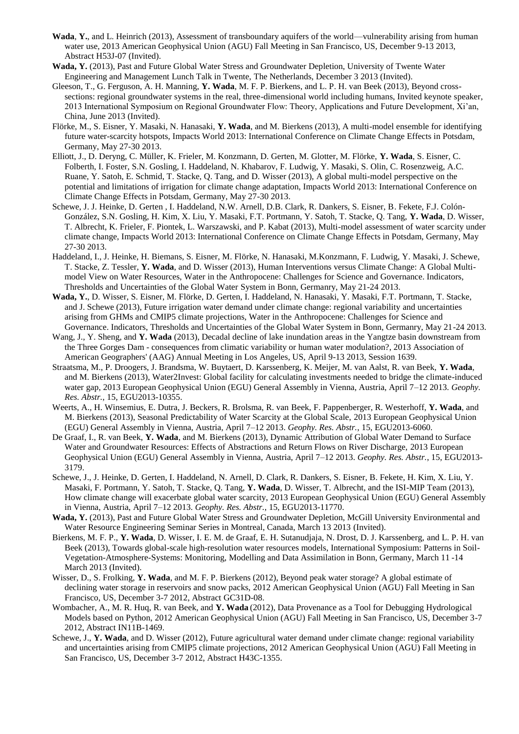**Wada**, **Y.**, and L. Heinrich (2013), Assessment of transboundary aquifers of the world—vulnerability arising from human water use, 2013 American Geophysical Union (AGU) Fall Meeting in San Francisco, US, December 9-13 2013, Abstract H53J-07 (Invited).

**Wada, Y.** (2013), Past and Future Global Water Stress and Groundwater Depletion, University of Twente Water Engineering and Management Lunch Talk in Twente, The Netherlands, December 3 2013 (Invited).

Gleeson, T., G. Ferguson, A. H. Manning, **Y. Wada**, M. F. P. Bierkens, and L. P. H. van Beek (2013), Beyond cross-sections: regional groundwater systems in the real, three-dimensional world including humans, Invited keynote speaker, 2013 International Symposium on Regional Groundwater Flow: Theory, Applications and Future Development, Xi'an, China, June 2013 (Invited).

Flörke, M., S. Eisner, Y. Masaki, N. Hanasaki, **Y. Wada**, and M. Bierkens (2013), A multi-model ensemble for identifying future water-scarcity hotspots, Impacts World 2013: International Conference on Climate Change Effects in Potsdam, Germany, May 27-30 2013.

Elliott, J., D. Deryng, C. Müller, K. Frieler, M. Konzmann, D. Gerten, M. Glotter, M. Flörke, **Y. Wada**, S. Eisner, C. Folberth, I. Foster, S.N. Gosling, I. Haddeland, N. Khabarov, F. Ludwig, Y. Masaki, S. Olin, C. Rosenzweig, A.C. Ruane, Y. Satoh, E. Schmid, T. Stacke, Q. Tang, and D. Wisser (2013), A global multi-model perspective on the potential and limitations of irrigation for climate change adaptation, Impacts World 2013: International Conference on Climate Change Effects in Potsdam, Germany, May 27-30 2013.

Schewe, J. J. Heinke, D. Gerten , I. Haddeland, N.W. Arnell, D.B. Clark, R. Dankers, S. Eisner, B. Fekete, F.J. Colón-González, S.N. Gosling, H. Kim, X. Liu, Y. Masaki, F.T. Portmann, Y. Satoh, T. Stacke, Q. Tang, **Y. Wada**, D. Wisser, T. Albrecht, K. Frieler, F. Piontek, L. Warszawski, and P. Kabat (2013), Multi-model assessment of water scarcity under climate change, Impacts World 2013: International Conference on Climate Change Effects in Potsdam, Germany, May 27-30 2013.

Haddeland, I., J. Heinke, H. Biemans, S. Eisner, M. Flörke, N. Hanasaki, M.Konzmann, F. Ludwig, Y. Masaki, J. Schewe, T. Stacke, Z. Tessler, **Y. Wada**, and D. Wisser (2013), Human Interventions versus Climate Change: A Global Multi-model View on Water Resources, Water in the Anthropocene: Challenges for Science and Governance. Indicators, Thresholds and Uncertainties of the Global Water System in Bonn, Germanry, May 21-24 2013.

**Wada, Y.**, D. Wisser, S. Eisner, M. Flörke, D. Gerten, I. Haddeland, N. Hanasaki, Y. Masaki, F.T. Portmann, T. Stacke, and J. Schewe (2013), Future irrigation water demand under climate change: regional variability and uncertainties arising from GHMs and CMIP5 climate projections, Water in the Anthropocene: Challenges for Science and Governance. Indicators, Thresholds and Uncertainties of the Global Water System in Bonn, Germanry, May 21-24 2013.

Wang, J., Y. Sheng, and **Y. Wada** (2013), Decadal decline of lake inundation areas in the Yangtze basin downstream from the Three Gorges Dam - consequences from climatic variability or human water modulation?, 2013 Association of American Geographers' (AAG) Annual Meeting in Los Angeles, US, April 9-13 2013, Session 1639.

Straatsma, M., P. Droogers, J. Brandsma, W. Buytaert, D. Karssenberg, K. Meijer, M. van Aalst, R. van Beek, **Y. Wada**, and M. Bierkens (2013), Water2Invest: Global facility for calculating investments needed to bridge the climate-induced water gap, 2013 European Geophysical Union (EGU) General Assembly in Vienna, Austria, April 7–12 2013. *Geophy. Res. Abstr.*, 15, EGU2013-10355.

Weerts, A., H. Winsemius, E. Dutra, J. Beckers, R. Brolsma, R. van Beek, F. Pappenberger, R. Westerhoff, **Y. Wada**, and M. Bierkens (2013), Seasonal Predictability of Water Scarcity at the Global Scale, 2013 European Geophysical Union (EGU) General Assembly in Vienna, Austria, April 7–12 2013. *Geophy. Res. Abstr.*, 15, EGU2013-6060.

De Graaf, I., R. van Beek, **Y. Wada**, and M. Bierkens (2013), Dynamic Attribution of Global Water Demand to Surface Water and Groundwater Resources: Effects of Abstractions and Return Flows on River Discharge, 2013 European Geophysical Union (EGU) General Assembly in Vienna, Austria, April 7–12 2013. *Geophy. Res. Abstr.*, 15, EGU2013-3179.

Schewe, J., J. Heinke, D. Gerten, I. Haddeland, N. Arnell, D. Clark, R. Dankers, S. Eisner, B. Fekete, H. Kim, X. Liu, Y. Masaki, F. Portmann, Y. Satoh, T. Stacke, Q. Tang, **Y. Wada**, D. Wisser, T. Albrecht, and the ISI-MIP Team (2013), How climate change will exacerbate global water scarcity, 2013 European Geophysical Union (EGU) General Assembly in Vienna, Austria, April 7–12 2013. *Geophy. Res. Abstr.*, 15, EGU2013-11770.

**Wada, Y.** (2013), Past and Future Global Water Stress and Groundwater Depletion, McGill University Environmental and Water Resource Engineering Seminar Series in Montreal, Canada, March 13 2013 (Invited).

Bierkens, M. F. P., **Y. Wada**, D. Wisser, I. E. M. de Graaf, E. H. Sutanudjaja, N. Drost, D. J. Karssenberg, and L. P. H. van Beek (2013), Towards global-scale high-resolution water resources models, International Symposium: Patterns in Soil-Vegetation-Atmosphere-Systems: Monitoring, Modelling and Data Assimilation in Bonn, Germany, March 11 -14 March 2013 (Invited).

Wisser, D., S. Frolking, **Y. Wada**, and M. F. P. Bierkens (2012), Beyond peak water storage? A global estimate of declining water storage in reservoirs and snow packs, 2012 American Geophysical Union (AGU) Fall Meeting in San Francisco, US, December 3-7 2012, Abstract GC31D-08.

Wombacher, A., M. R. Huq, R. van Beek, and **Y. Wada** (2012), Data Provenance as a Tool for Debugging Hydrological Models based on Python, 2012 American Geophysical Union (AGU) Fall Meeting in San Francisco, US, December 3-7 2012, Abstract IN11B-1469.

Schewe, J., **Y. Wada**, and D. Wisser (2012), Future agricultural water demand under climate change: regional variability and uncertainties arising from CMIP5 climate projections, 2012 American Geophysical Union (AGU) Fall Meeting in San Francisco, US, December 3-7 2012, Abstract H43C-1355.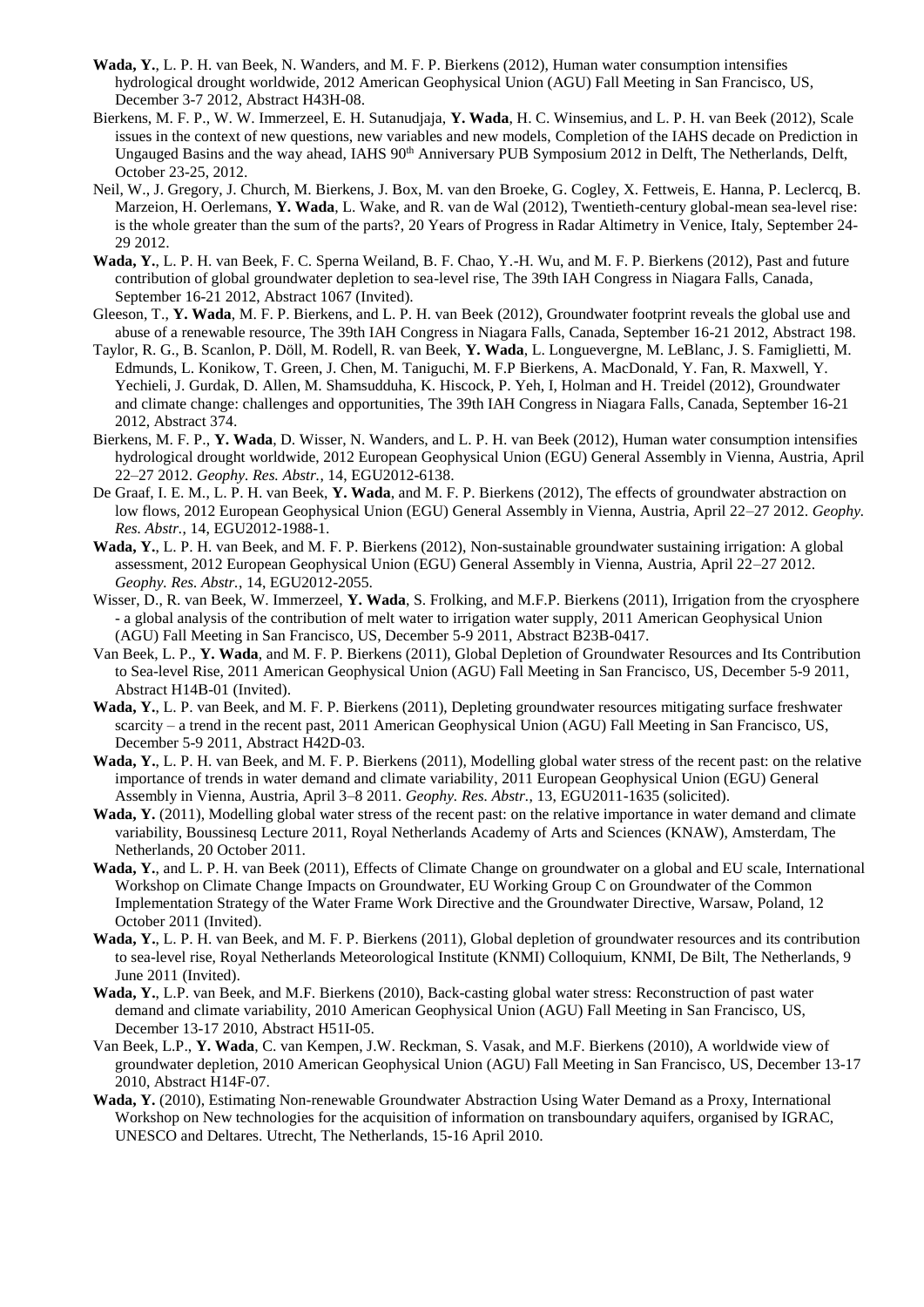**Wada, Y.**, L. P. H. van Beek, N. Wanders, and M. F. P. Bierkens (2012), Human water consumption intensifies hydrological drought worldwide, 2012 American Geophysical Union (AGU) Fall Meeting in San Francisco, US, December 3-7 2012, Abstract H43H-08.

Bierkens, M. F. P., W. W. Immerzeel, E. H. Sutanudjaja, **Y. Wada**, H. C. Winsemius, and L. P. H. van Beek (2012), Scale issues in the context of new questions, new variables and new models, Completion of the IAHS decade on Prediction in Ungauged Basins and the way ahead, IAHS 90th Anniversary PUB Symposium 2012 in Delft, The Netherlands, Delft, October 23-25, 2012.

Neil, W., J. Gregory, J. Church, M. Bierkens, J. Box, M. van den Broeke, G. Cogley, X. Fettweis, E. Hanna, P. Leclercq, B. Marzeion, H. Oerlemans, **Y. Wada**, L. Wake, and R. van de Wal (2012), Twentieth-century global-mean sea-level rise: is the whole greater than the sum of the parts?, 20 Years of Progress in Radar Altimetry in Venice, Italy, September 24-29 2012.

**Wada, Y.**, L. P. H. van Beek, F. C. Sperna Weiland, B. F. Chao, Y.-H. Wu, and M. F. P. Bierkens (2012), Past and future contribution of global groundwater depletion to sea-level rise, The 39th IAH Congress in Niagara Falls, Canada, September 16-21 2012, Abstract 1067 (Invited).

Gleeson, T., **Y. Wada**, M. F. P. Bierkens, and L. P. H. van Beek (2012), Groundwater footprint reveals the global use and abuse of a renewable resource, The 39th IAH Congress in Niagara Falls, Canada, September 16-21 2012, Abstract 198.

Taylor, R. G., B. Scanlon, P. Döll, M. Rodell, R. van Beek, **Y. Wada**, L. Longuevergne, M. LeBlanc, J. S. Famiglietti, M. Edmunds, L. Konikow, T. Green, J. Chen, M. Taniguchi, M. F.P Bierkens, A. MacDonald, Y. Fan, R. Maxwell, Y. Yechieli, J. Gurdak, D. Allen, M. Shamsudduha, K. Hiscock, P. Yeh, I, Holman and H. Treidel (2012), Groundwater and climate change: challenges and opportunities, The 39th IAH Congress in Niagara Falls, Canada, September 16-21 2012, Abstract 374.

Bierkens, M. F. P., **Y. Wada**, D. Wisser, N. Wanders, and L. P. H. van Beek (2012), Human water consumption intensifies hydrological drought worldwide, 2012 European Geophysical Union (EGU) General Assembly in Vienna, Austria, April 22–27 2012. *Geophy. Res. Abstr.*, 14, EGU2012-6138.

De Graaf, I. E. M., L. P. H. van Beek, **Y. Wada**, and M. F. P. Bierkens (2012), The effects of groundwater abstraction on low flows, 2012 European Geophysical Union (EGU) General Assembly in Vienna, Austria, April 22–27 2012. *Geophy. Res. Abstr.*, 14, EGU2012-1988-1.

**Wada, Y.**, L. P. H. van Beek, and M. F. P. Bierkens (2012), Non-sustainable groundwater sustaining irrigation: A global assessment, 2012 European Geophysical Union (EGU) General Assembly in Vienna, Austria, April 22–27 2012. *Geophy. Res. Abstr.*, 14, EGU2012-2055.

Wisser, D., R. van Beek, W. Immerzeel, **Y. Wada**, S. Frolking, and M.F.P. Bierkens (2011), Irrigation from the cryosphere - a global analysis of the contribution of melt water to irrigation water supply, 2011 American Geophysical Union (AGU) Fall Meeting in San Francisco, US, December 5-9 2011, Abstract B23B-0417.

Van Beek, L. P., **Y. Wada**, and M. F. P. Bierkens (2011), Global Depletion of Groundwater Resources and Its Contribution to Sea-level Rise, 2011 American Geophysical Union (AGU) Fall Meeting in San Francisco, US, December 5-9 2011, Abstract H14B-01 (Invited).

**Wada, Y.**, L. P. van Beek, and M. F. P. Bierkens (2011), Depleting groundwater resources mitigating surface freshwater scarcity – a trend in the recent past, 2011 American Geophysical Union (AGU) Fall Meeting in San Francisco, US, December 5-9 2011, Abstract H42D-03.

**Wada, Y.**, L. P. H. van Beek, and M. F. P. Bierkens (2011), Modelling global water stress of the recent past: on the relative importance of trends in water demand and climate variability, 2011 European Geophysical Union (EGU) General Assembly in Vienna, Austria, April 3–8 2011. *Geophy. Res. Abstr.*, 13, EGU2011-1635 (solicited).

**Wada, Y.** (2011), Modelling global water stress of the recent past: on the relative importance in water demand and climate variability, Boussinesq Lecture 2011, Royal Netherlands Academy of Arts and Sciences (KNAW), Amsterdam, The Netherlands, 20 October 2011.

**Wada, Y.**, and L. P. H. van Beek (2011), Effects of Climate Change on groundwater on a global and EU scale, International Workshop on Climate Change Impacts on Groundwater, EU Working Group C on Groundwater of the Common Implementation Strategy of the Water Frame Work Directive and the Groundwater Directive, Warsaw, Poland, 12 October 2011 (Invited).

**Wada, Y.**, L. P. H. van Beek, and M. F. P. Bierkens (2011), Global depletion of groundwater resources and its contribution to sea-level rise, Royal Netherlands Meteorological Institute (KNMI) Colloquium, KNMI, De Bilt, The Netherlands, 9 June 2011 (Invited).

**Wada, Y.**, L.P. van Beek, and M.F. Bierkens (2010), Back-casting global water stress: Reconstruction of past water demand and climate variability, 2010 American Geophysical Union (AGU) Fall Meeting in San Francisco, US, December 13-17 2010, Abstract H51I-05.

Van Beek, L.P., **Y. Wada**, C. van Kempen, J.W. Reckman, S. Vasak, and M.F. Bierkens (2010), A worldwide view of groundwater depletion, 2010 American Geophysical Union (AGU) Fall Meeting in San Francisco, US, December 13-17 2010, Abstract H14F-07.

**Wada, Y.** (2010), Estimating Non-renewable Groundwater Abstraction Using Water Demand as a Proxy, International Workshop on New technologies for the acquisition of information on transboundary aquifers, organised by IGRAC, UNESCO and Deltares. Utrecht, The Netherlands, 15-16 April 2010.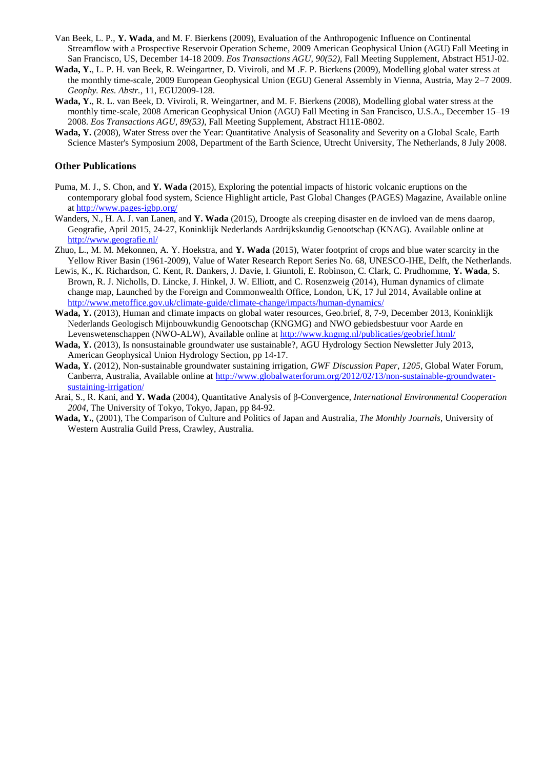Van Beek, L. P., **Y. Wada**, and M. F. Bierkens (2009), Evaluation of the Anthropogenic Influence on Continental Streamflow with a Prospective Reservoir Operation Scheme, 2009 American Geophysical Union (AGU) Fall Meeting in San Francisco, US, December 14-18 2009. *Eos Transactions AGU, 90(52)*, Fall Meeting Supplement, Abstract H51J-02.

**Wada, Y.**, L. P. H. van Beek, R. Weingartner, D. Viviroli, and M .F. P. Bierkens (2009), Modelling global water stress at the monthly time-scale, 2009 European Geophysical Union (EGU) General Assembly in Vienna, Austria, May 2–7 2009. *Geophy. Res. Abstr.*, 11, EGU2009-128.

**Wada, Y.**, R. L. van Beek, D. Viviroli, R. Weingartner, and M. F. Bierkens (2008), Modelling global water stress at the monthly time-scale, 2008 American Geophysical Union (AGU) Fall Meeting in San Francisco, U.S.A., December 15–19 2008. *Eos Transactions AGU, 89(53)*, Fall Meeting Supplement, Abstract H11E-0802.

**Wada, Y.** (2008), Water Stress over the Year: Quantitative Analysis of Seasonality and Severity on a Global Scale, Earth Science Master's Symposium 2008, Department of the Earth Science, Utrecht University, The Netherlands, 8 July 2008.

## Other Publications

Puma, M. J., S. Chon, and **Y. Wada** (2015), Exploring the potential impacts of historic volcanic eruptions on the contemporary global food system, Science Highlight article, Past Global Changes (PAGES) Magazine, Available online at http://www.pages-igbp.org/

Wanders, N., H. A. J. van Lanen, and **Y. Wada** (2015), Droogte als creeping disaster en de invloed van de mens daarop, Geografie, April 2015, 24-27, Koninklijk Nederlands Aardrijkskundig Genootschap (KNAG). Available online at http://www.geografie.nl/

Zhuo, L., M. M. Mekonnen, A. Y. Hoekstra, and **Y. Wada** (2015), Water footprint of crops and blue water scarcity in the Yellow River Basin (1961-2009), Value of Water Research Report Series No. 68, UNESCO-IHE, Delft, the Netherlands.

Lewis, K., K. Richardson, C. Kent, R. Dankers, J. Davie, I. Giuntoli, E. Robinson, C. Clark, C. Prudhomme, **Y. Wada**, S. Brown, R. J. Nicholls, D. Lincke, J. Hinkel, J. W. Elliott, and C. Rosenzweig (2014), Human dynamics of climate change map, Launched by the Foreign and Commonwealth Office, London, UK, 17 Jul 2014, Available online at http://www.metoffice.gov.uk/climate-guide/climate-change/impacts/human-dynamics/

**Wada, Y.** (2013), Human and climate impacts on global water resources, Geo.brief, 8, 7-9, December 2013, Koninklijk Nederlands Geologisch Mijnbouwkundig Genootschap (KNGMG) and NWO gebiedsbestuur voor Aarde en Levenswetenschappen (NWO-ALW), Available online at http://www.kngmg.nl/publicaties/geobrief.html/

**Wada, Y.** (2013), Is nonsustainable groundwater use sustainable?, AGU Hydrology Section Newsletter July 2013, American Geophysical Union Hydrology Section, pp 14-17.

**Wada, Y.** (2012), Non-sustainable groundwater sustaining irrigation, *GWF Discussion Paper*, *1205*, Global Water Forum, Canberra, Australia, Available online at http://www.globalwaterforum.org/2012/02/13/non-sustainable-groundwater-sustaining-irrigation/

Arai, S., R. Kani, and **Y. Wada** (2004), Quantitative Analysis of β-Convergence, *International Environmental Cooperation 2004*, The University of Tokyo, Tokyo, Japan, pp 84-92.

**Wada, Y.**, (2001), The Comparison of Culture and Politics of Japan and Australia, *The Monthly Journals*, University of Western Australia Guild Press, Crawley, Australia.